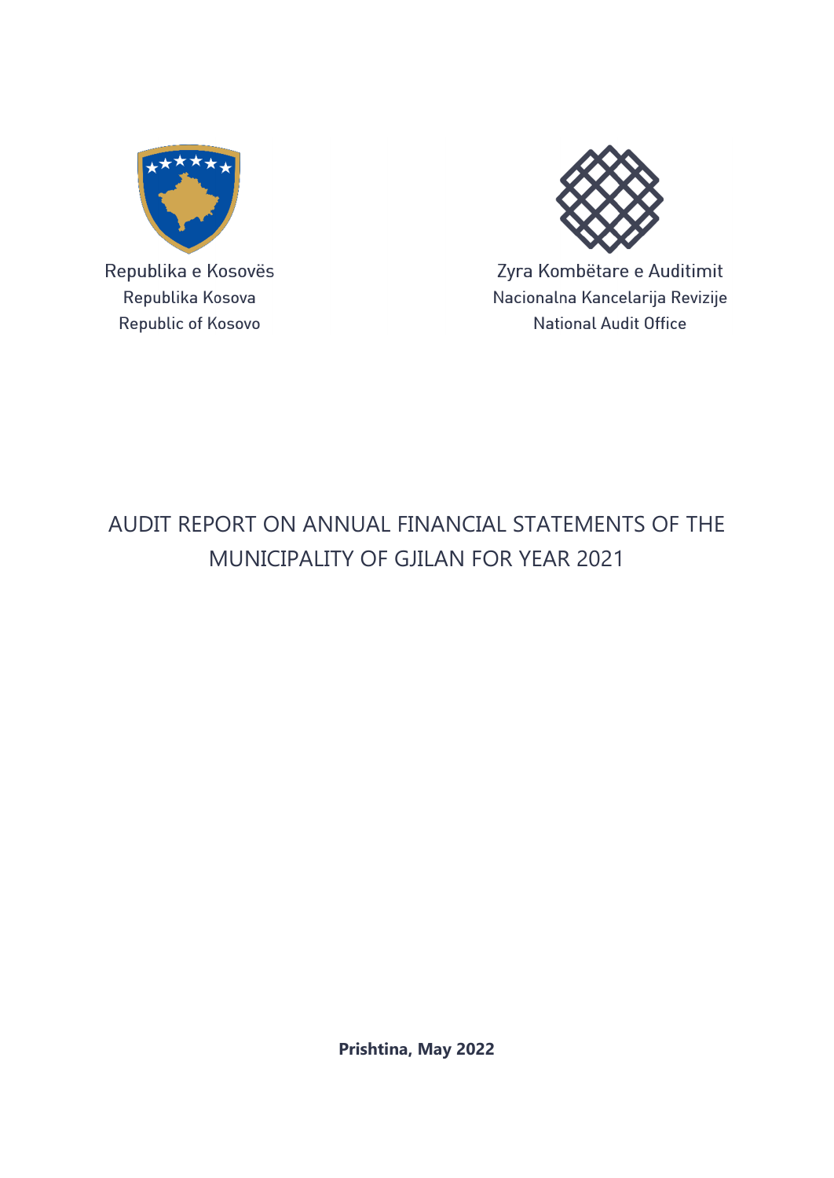Republika e Kosovës
Republika Kosova
Republic of Kosovo

Zyra Kombëtare e Auditimit
Nacionalna Kancelarija Revizije
National Audit Office

# AUDIT REPORT ON ANNUAL FINANCIAL STATEMENTS OF THE MUNICIPALITY OF GJILAN FOR YEAR 2021

**Prishtina, May 2022**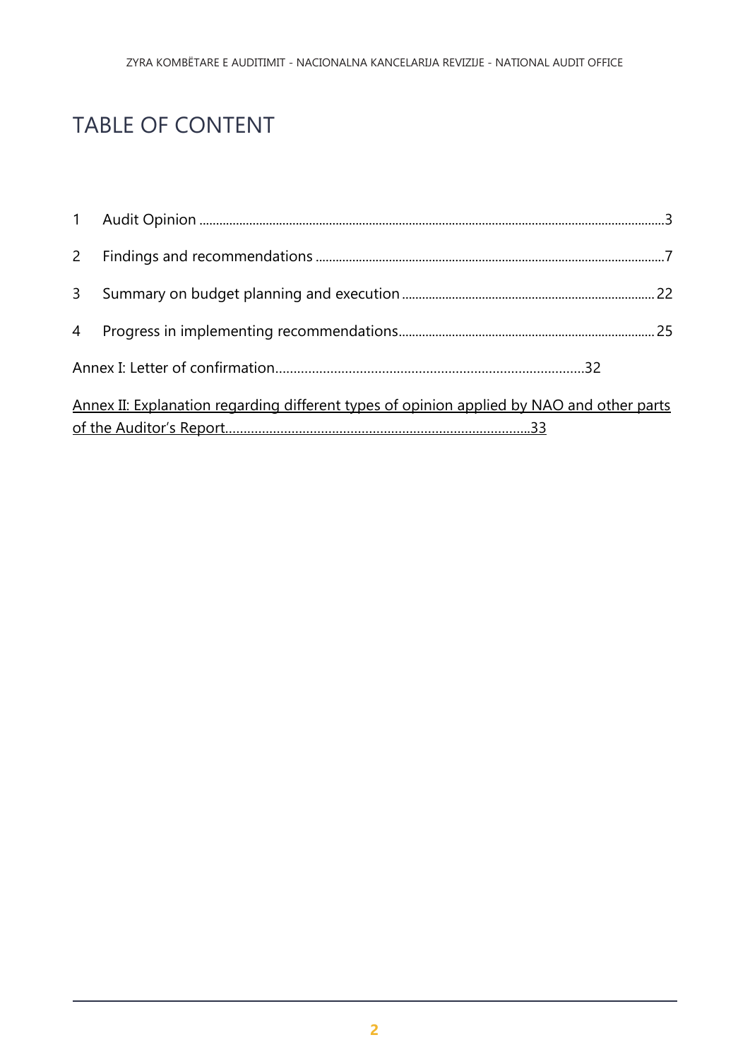# TABLE OF CONTENT

1 Audit Opinion ........................................................................................................................................3

2 Findings and recommendations ........................................................................................................7

3 Summary on budget planning and execution ...........................................................................22

4 Progress in implementing recommendations............................................................................25

Annex I: Letter of confirmation..................................................................................32

Annex II: Explanation regarding different types of opinion applied by NAO and other parts of the Auditor's Report..................................................................................33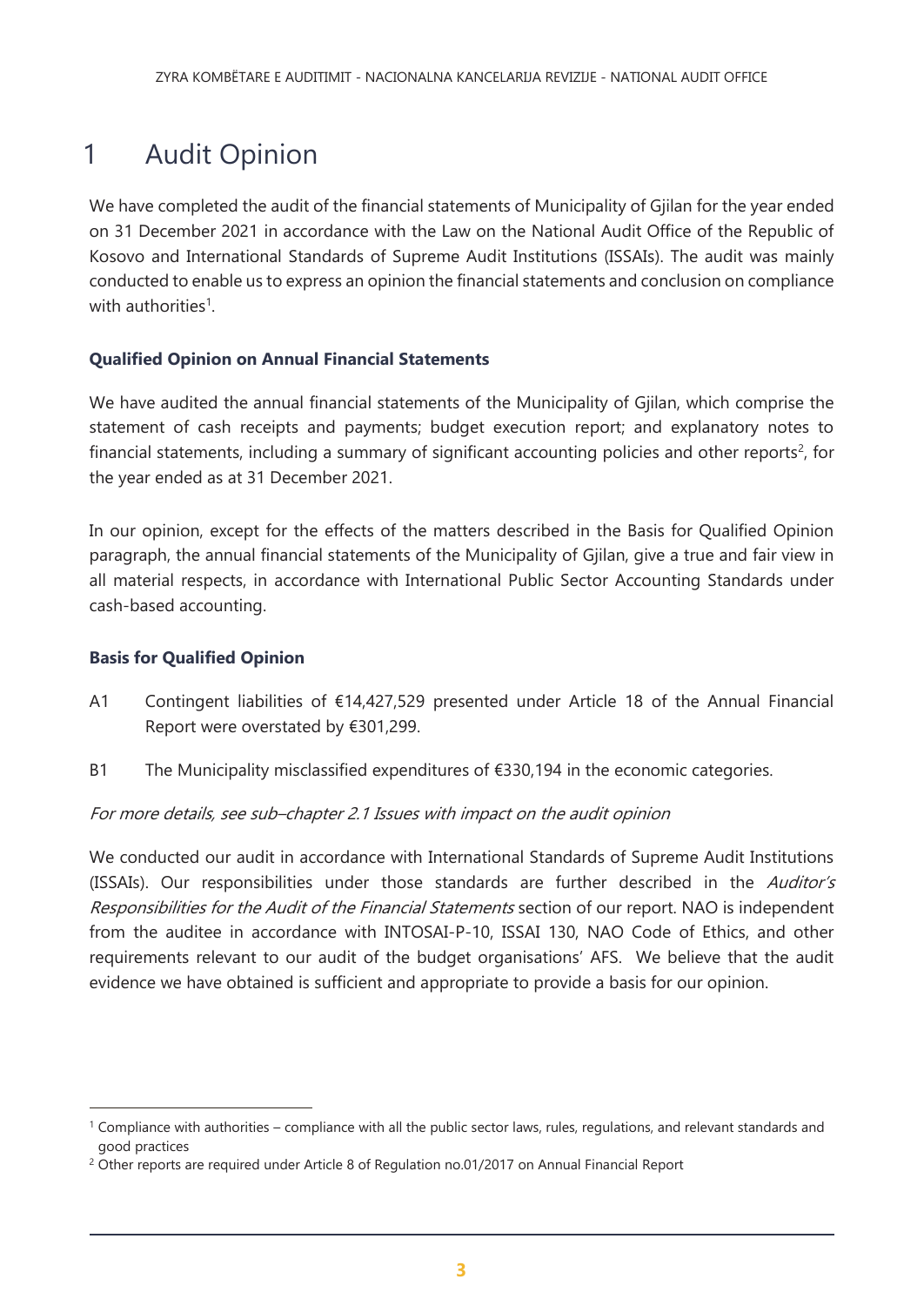# 1 Audit Opinion

We have completed the audit of the financial statements of Municipality of Gjilan for the year ended on 31 December 2021 in accordance with the Law on the National Audit Office of the Republic of Kosovo and International Standards of Supreme Audit Institutions (ISSAIs). The audit was mainly conducted to enable us to express an opinion the financial statements and conclusion on compliance with authorities[1].

**Qualified Opinion on Annual Financial Statements**

We have audited the annual financial statements of the Municipality of Gjilan, which comprise the statement of cash receipts and payments; budget execution report; and explanatory notes to financial statements, including a summary of significant accounting policies and other reports[2], for the year ended as at 31 December 2021.

In our opinion, except for the effects of the matters described in the Basis for Qualified Opinion paragraph, the annual financial statements of the Municipality of Gjilan, give a true and fair view in all material respects, in accordance with International Public Sector Accounting Standards under cash-based accounting.

**Basis for Qualified Opinion**

A1 Contingent liabilities of €14,427,529 presented under Article 18 of the Annual Financial Report were overstated by €301,299.

B1 The Municipality misclassified expenditures of €330,194 in the economic categories.

*For more details, see sub–chapter 2.1 Issues with impact on the audit opinion*

We conducted our audit in accordance with International Standards of Supreme Audit Institutions (ISSAIs). Our responsibilities under those standards are further described in the *Auditor's Responsibilities for the Audit of the Financial Statements* section of our report. NAO is independent from the auditee in accordance with INTOSAI-P-10, ISSAI 130, NAO Code of Ethics, and other requirements relevant to our audit of the budget organisations' AFS. We believe that the audit evidence we have obtained is sufficient and appropriate to provide a basis for our opinion.

---

[1] Compliance with authorities – compliance with all the public sector laws, rules, regulations, and relevant standards and good practices

[2] Other reports are required under Article 8 of Regulation no.01/2017 on Annual Financial Report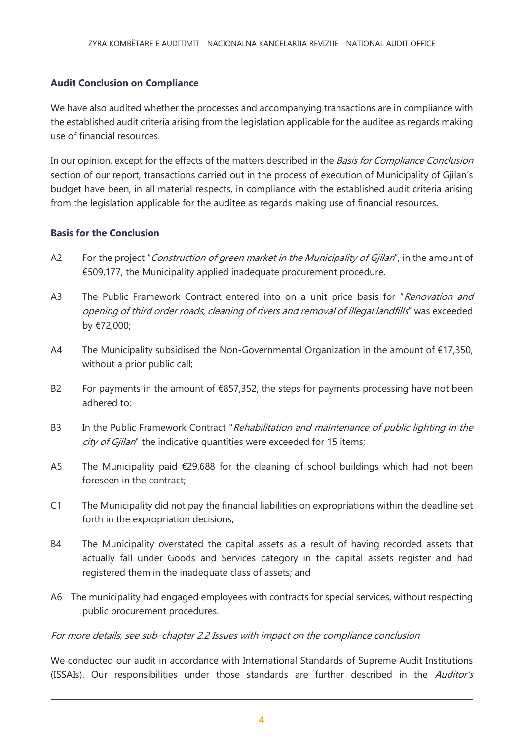**Audit Conclusion on Compliance**

We have also audited whether the processes and accompanying transactions are in compliance with the established audit criteria arising from the legislation applicable for the auditee as regards making use of financial resources.

In our opinion, except for the effects of the matters described in the *Basis for Compliance Conclusion* section of our report, transactions carried out in the process of execution of Municipality of Gjilan's budget have been, in all material respects, in compliance with the established audit criteria arising from the legislation applicable for the auditee as regards making use of financial resources.

**Basis for the Conclusion**

A2 For the project "*Construction of green market in the Municipality of Gjilan*", in the amount of €509,177, the Municipality applied inadequate procurement procedure.

A3 The Public Framework Contract entered into on a unit price basis for "*Renovation and opening of third order roads, cleaning of rivers and removal of illegal landfills*" was exceeded by €72,000;

A4 The Municipality subsidised the Non-Governmental Organization in the amount of €17,350, without a prior public call;

B2 For payments in the amount of €857,352, the steps for payments processing have not been adhered to;

B3 In the Public Framework Contract "*Rehabilitation and maintenance of public lighting in the city of Gjilan*" the indicative quantities were exceeded for 15 items;

A5 The Municipality paid €29,688 for the cleaning of school buildings which had not been foreseen in the contract;

C1 The Municipality did not pay the financial liabilities on expropriations within the deadline set forth in the expropriation decisions;

B4 The Municipality overstated the capital assets as a result of having recorded assets that actually fall under Goods and Services category in the capital assets register and had registered them in the inadequate class of assets; and

A6 The municipality had engaged employees with contracts for special services, without respecting public procurement procedures.

*For more details, see sub–chapter 2.2 Issues with impact on the compliance conclusion*

We conducted our audit in accordance with International Standards of Supreme Audit Institutions (ISSAIs). Our responsibilities under those standards are further described in the *Auditor's*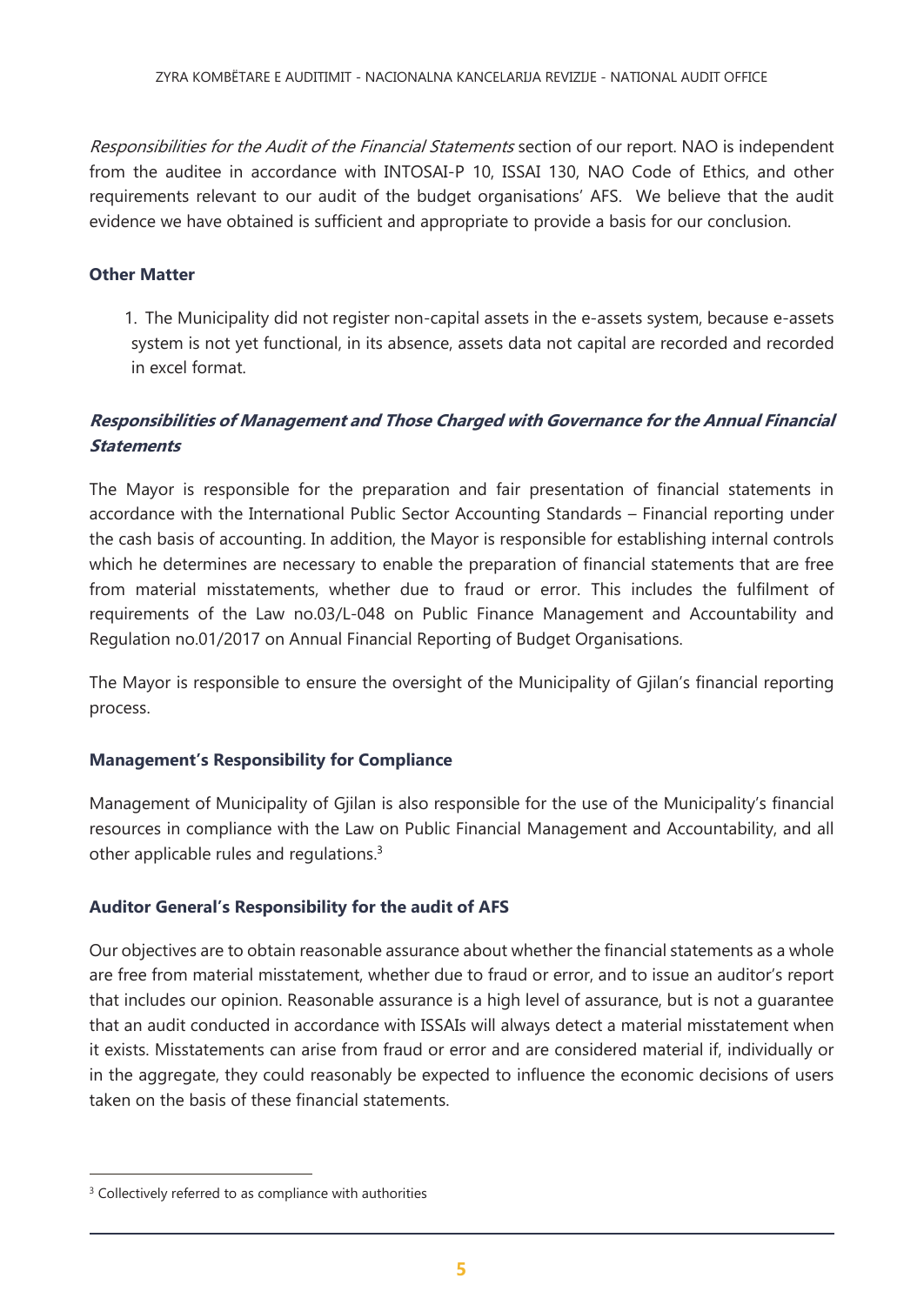*Responsibilities for the Audit of the Financial Statements* section of our report. NAO is independent from the auditee in accordance with INTOSAI-P 10, ISSAI 130, NAO Code of Ethics, and other requirements relevant to our audit of the budget organisations' AFS. We believe that the audit evidence we have obtained is sufficient and appropriate to provide a basis for our conclusion.

**Other Matter**

1. The Municipality did not register non-capital assets in the e-assets system, because e-assets system is not yet functional, in its absence, assets data not capital are recorded and recorded in excel format.

### *Responsibilities of Management and Those Charged with Governance for the Annual Financial Statements*

The Mayor is responsible for the preparation and fair presentation of financial statements in accordance with the International Public Sector Accounting Standards – Financial reporting under the cash basis of accounting. In addition, the Mayor is responsible for establishing internal controls which he determines are necessary to enable the preparation of financial statements that are free from material misstatements, whether due to fraud or error. This includes the fulfilment of requirements of the Law no.03/L-048 on Public Finance Management and Accountability and Regulation no.01/2017 on Annual Financial Reporting of Budget Organisations.

The Mayor is responsible to ensure the oversight of the Municipality of Gjilan's financial reporting process.

**Management's Responsibility for Compliance**

Management of Municipality of Gjilan is also responsible for the use of the Municipality's financial resources in compliance with the Law on Public Financial Management and Accountability, and all other applicable rules and regulations.[3]

**Auditor General's Responsibility for the audit of AFS**

Our objectives are to obtain reasonable assurance about whether the financial statements as a whole are free from material misstatement, whether due to fraud or error, and to issue an auditor's report that includes our opinion. Reasonable assurance is a high level of assurance, but is not a guarantee that an audit conducted in accordance with ISSAIs will always detect a material misstatement when it exists. Misstatements can arise from fraud or error and are considered material if, individually or in the aggregate, they could reasonably be expected to influence the economic decisions of users taken on the basis of these financial statements.

[3] Collectively referred to as compliance with authorities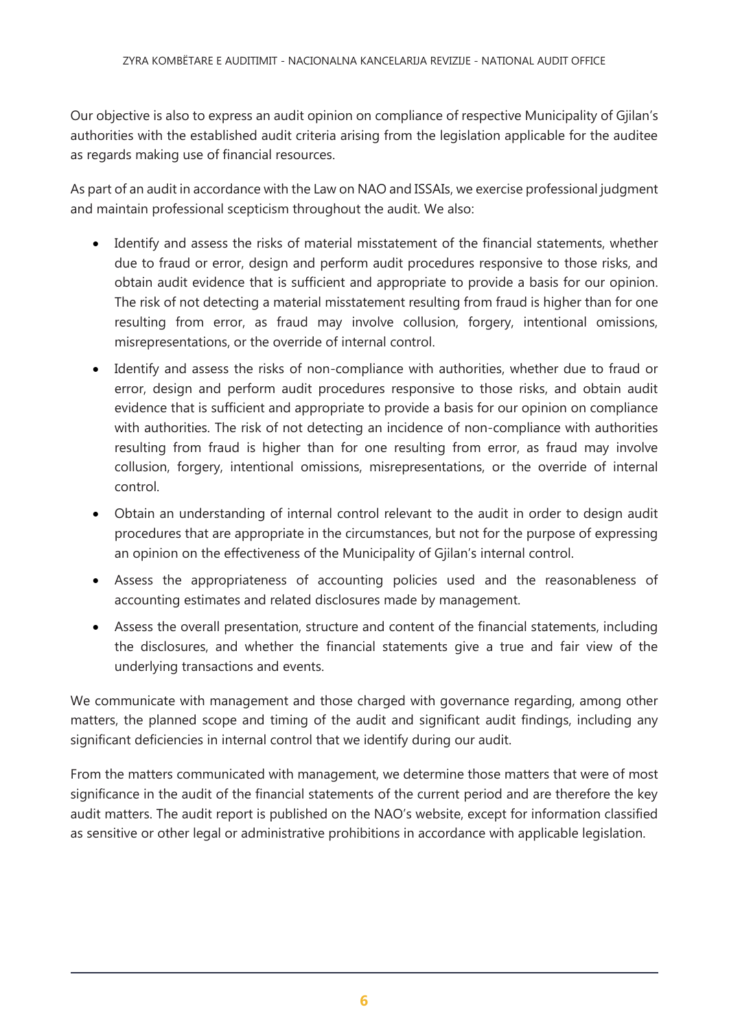Our objective is also to express an audit opinion on compliance of respective Municipality of Gjilan's authorities with the established audit criteria arising from the legislation applicable for the auditee as regards making use of financial resources.

As part of an audit in accordance with the Law on NAO and ISSAIs, we exercise professional judgment and maintain professional scepticism throughout the audit. We also:

- Identify and assess the risks of material misstatement of the financial statements, whether due to fraud or error, design and perform audit procedures responsive to those risks, and obtain audit evidence that is sufficient and appropriate to provide a basis for our opinion. The risk of not detecting a material misstatement resulting from fraud is higher than for one resulting from error, as fraud may involve collusion, forgery, intentional omissions, misrepresentations, or the override of internal control.
- Identify and assess the risks of non-compliance with authorities, whether due to fraud or error, design and perform audit procedures responsive to those risks, and obtain audit evidence that is sufficient and appropriate to provide a basis for our opinion on compliance with authorities. The risk of not detecting an incidence of non-compliance with authorities resulting from fraud is higher than for one resulting from error, as fraud may involve collusion, forgery, intentional omissions, misrepresentations, or the override of internal control.
- Obtain an understanding of internal control relevant to the audit in order to design audit procedures that are appropriate in the circumstances, but not for the purpose of expressing an opinion on the effectiveness of the Municipality of Gjilan's internal control.
- Assess the appropriateness of accounting policies used and the reasonableness of accounting estimates and related disclosures made by management.
- Assess the overall presentation, structure and content of the financial statements, including the disclosures, and whether the financial statements give a true and fair view of the underlying transactions and events.

We communicate with management and those charged with governance regarding, among other matters, the planned scope and timing of the audit and significant audit findings, including any significant deficiencies in internal control that we identify during our audit.

From the matters communicated with management, we determine those matters that were of most significance in the audit of the financial statements of the current period and are therefore the key audit matters. The audit report is published on the NAO's website, except for information classified as sensitive or other legal or administrative prohibitions in accordance with applicable legislation.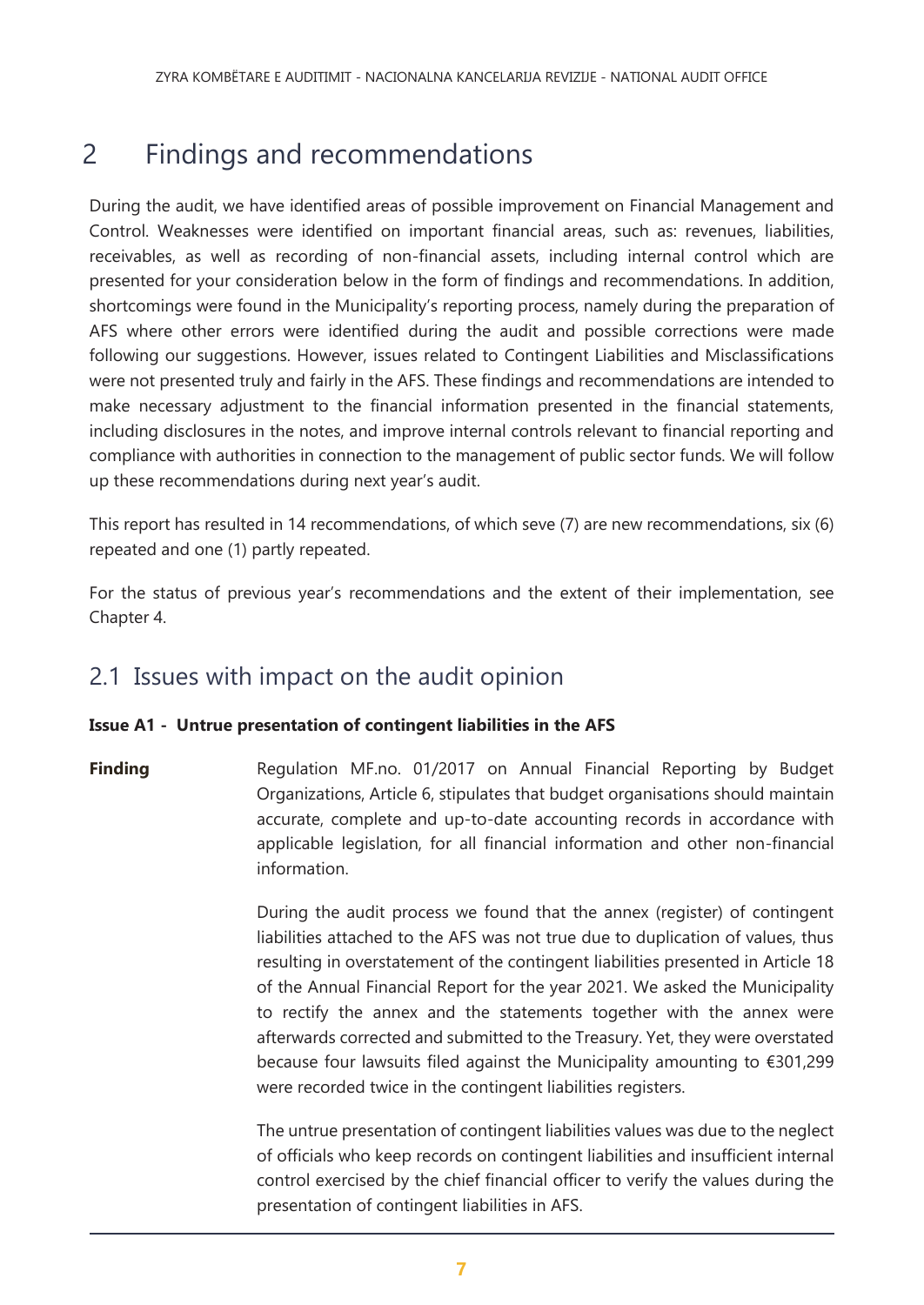# 2 Findings and recommendations

During the audit, we have identified areas of possible improvement on Financial Management and Control. Weaknesses were identified on important financial areas, such as: revenues, liabilities, receivables, as well as recording of non-financial assets, including internal control which are presented for your consideration below in the form of findings and recommendations. In addition, shortcomings were found in the Municipality's reporting process, namely during the preparation of AFS where other errors were identified during the audit and possible corrections were made following our suggestions. However, issues related to Contingent Liabilities and Misclassifications were not presented truly and fairly in the AFS. These findings and recommendations are intended to make necessary adjustment to the financial information presented in the financial statements, including disclosures in the notes, and improve internal controls relevant to financial reporting and compliance with authorities in connection to the management of public sector funds. We will follow up these recommendations during next year's audit.

This report has resulted in 14 recommendations, of which seve (7) are new recommendations, six (6) repeated and one (1) partly repeated.

For the status of previous year's recommendations and the extent of their implementation, see Chapter 4.

## 2.1 Issues with impact on the audit opinion

**Issue A1 - Untrue presentation of contingent liabilities in the AFS**

**Finding**

Regulation MF.no. 01/2017 on Annual Financial Reporting by Budget Organizations, Article 6, stipulates that budget organisations should maintain accurate, complete and up-to-date accounting records in accordance with applicable legislation, for all financial information and other non-financial information.

During the audit process we found that the annex (register) of contingent liabilities attached to the AFS was not true due to duplication of values, thus resulting in overstatement of the contingent liabilities presented in Article 18 of the Annual Financial Report for the year 2021. We asked the Municipality to rectify the annex and the statements together with the annex were afterwards corrected and submitted to the Treasury. Yet, they were overstated because four lawsuits filed against the Municipality amounting to €301,299 were recorded twice in the contingent liabilities registers.

The untrue presentation of contingent liabilities values was due to the neglect of officials who keep records on contingent liabilities and insufficient internal control exercised by the chief financial officer to verify the values during the presentation of contingent liabilities in AFS.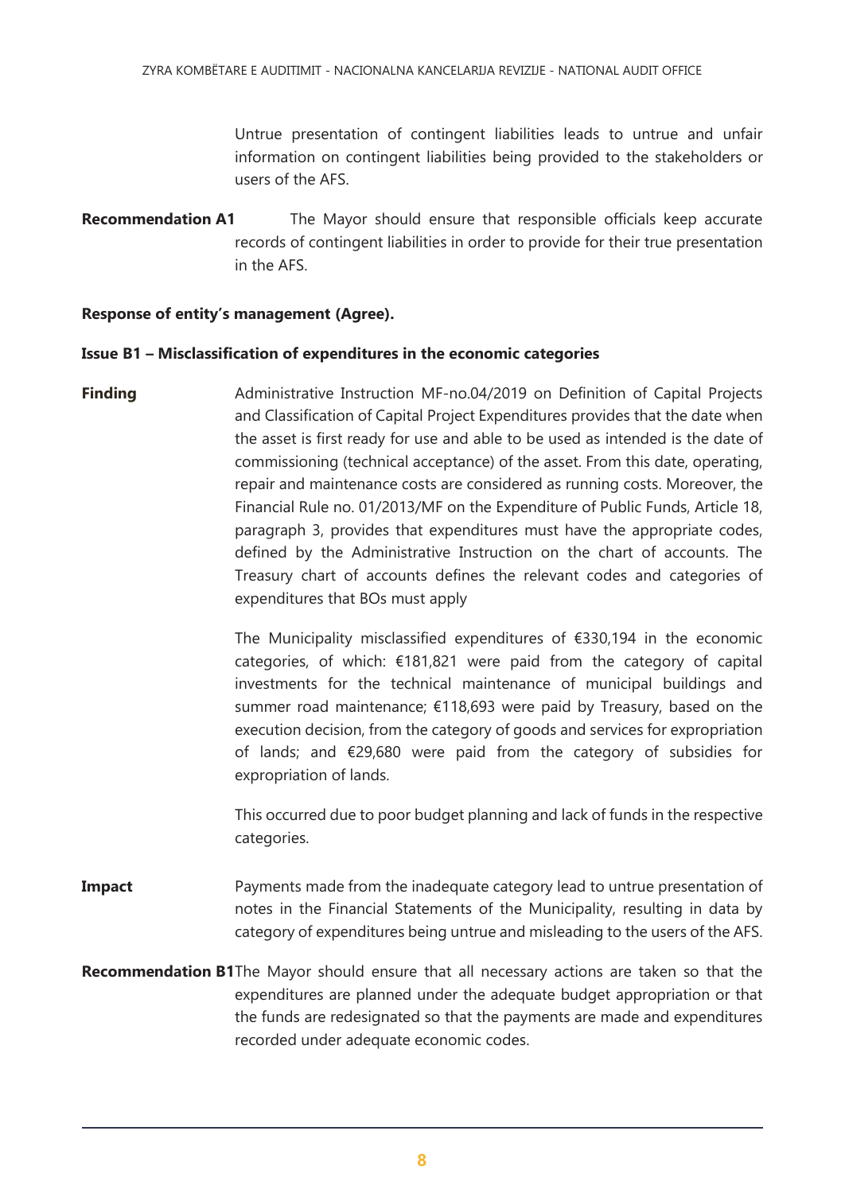Untrue presentation of contingent liabilities leads to untrue and unfair information on contingent liabilities being provided to the stakeholders or users of the AFS.

**Recommendation A1** The Mayor should ensure that responsible officials keep accurate records of contingent liabilities in order to provide for their true presentation in the AFS.

**Response of entity's management (Agree).**

**Issue B1 – Misclassification of expenditures in the economic categories**

**Finding** Administrative Instruction MF-no.04/2019 on Definition of Capital Projects and Classification of Capital Project Expenditures provides that the date when the asset is first ready for use and able to be used as intended is the date of commissioning (technical acceptance) of the asset. From this date, operating, repair and maintenance costs are considered as running costs. Moreover, the Financial Rule no. 01/2013/MF on the Expenditure of Public Funds, Article 18, paragraph 3, provides that expenditures must have the appropriate codes, defined by the Administrative Instruction on the chart of accounts. The Treasury chart of accounts defines the relevant codes and categories of expenditures that BOs must apply

The Municipality misclassified expenditures of €330,194 in the economic categories, of which: €181,821 were paid from the category of capital investments for the technical maintenance of municipal buildings and summer road maintenance; €118,693 were paid by Treasury, based on the execution decision, from the category of goods and services for expropriation of lands; and €29,680 were paid from the category of subsidies for expropriation of lands.

This occurred due to poor budget planning and lack of funds in the respective categories.

**Impact** Payments made from the inadequate category lead to untrue presentation of notes in the Financial Statements of the Municipality, resulting in data by category of expenditures being untrue and misleading to the users of the AFS.

**Recommendation B1** The Mayor should ensure that all necessary actions are taken so that the expenditures are planned under the adequate budget appropriation or that the funds are redesignated so that the payments are made and expenditures recorded under adequate economic codes.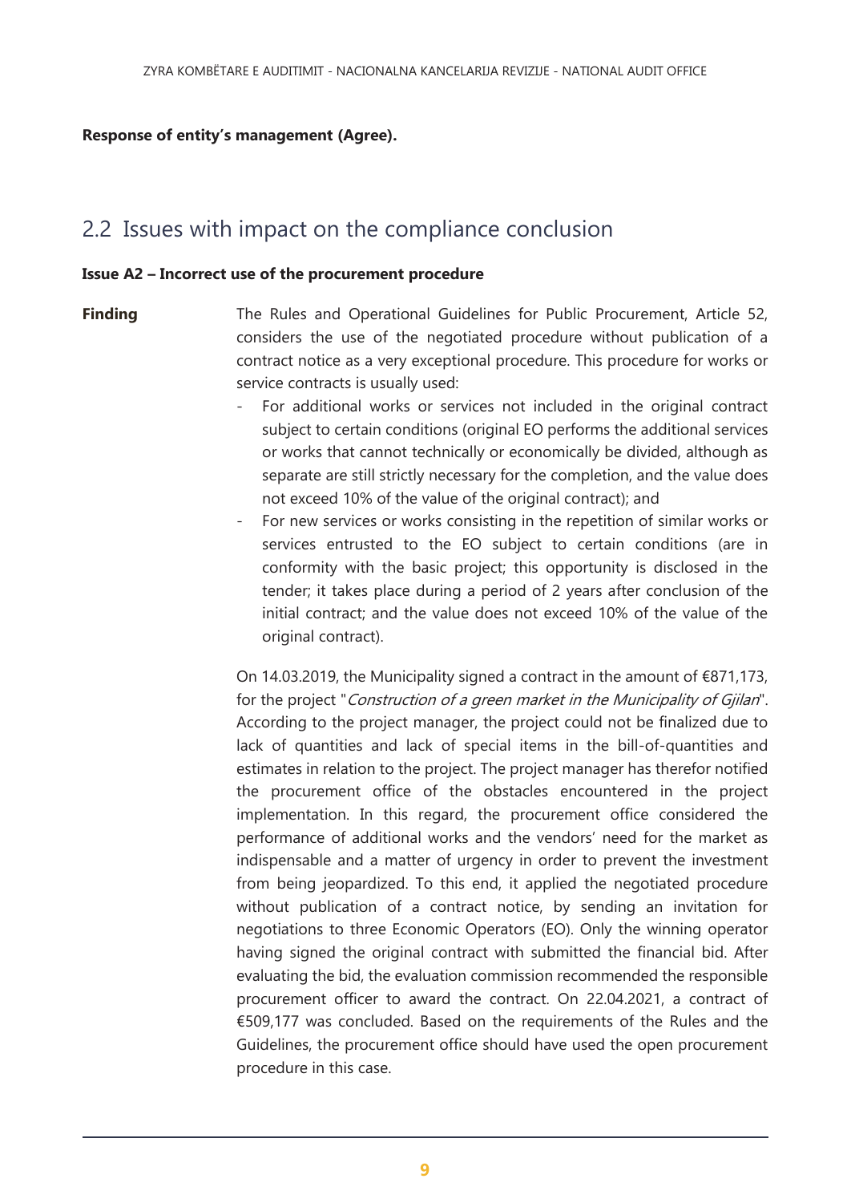**Response of entity's management (Agree).**

## 2.2 Issues with impact on the compliance conclusion

**Issue A2 – Incorrect use of the procurement procedure**

**Finding**

The Rules and Operational Guidelines for Public Procurement, Article 52, considers the use of the negotiated procedure without publication of a contract notice as a very exceptional procedure. This procedure for works or service contracts is usually used:

- For additional works or services not included in the original contract subject to certain conditions (original EO performs the additional services or works that cannot technically or economically be divided, although as separate are still strictly necessary for the completion, and the value does not exceed 10% of the value of the original contract); and
- For new services or works consisting in the repetition of similar works or services entrusted to the EO subject to certain conditions (are in conformity with the basic project; this opportunity is disclosed in the tender; it takes place during a period of 2 years after conclusion of the initial contract; and the value does not exceed 10% of the value of the original contract).

On 14.03.2019, the Municipality signed a contract in the amount of €871,173, for the project "*Construction of a green market in the Municipality of Gjilan*". According to the project manager, the project could not be finalized due to lack of quantities and lack of special items in the bill-of-quantities and estimates in relation to the project. The project manager has therefor notified the procurement office of the obstacles encountered in the project implementation. In this regard, the procurement office considered the performance of additional works and the vendors' need for the market as indispensable and a matter of urgency in order to prevent the investment from being jeopardized. To this end, it applied the negotiated procedure without publication of a contract notice, by sending an invitation for negotiations to three Economic Operators (EO). Only the winning operator having signed the original contract with submitted the financial bid. After evaluating the bid, the evaluation commission recommended the responsible procurement officer to award the contract. On 22.04.2021, a contract of €509,177 was concluded. Based on the requirements of the Rules and the Guidelines, the procurement office should have used the open procurement procedure in this case.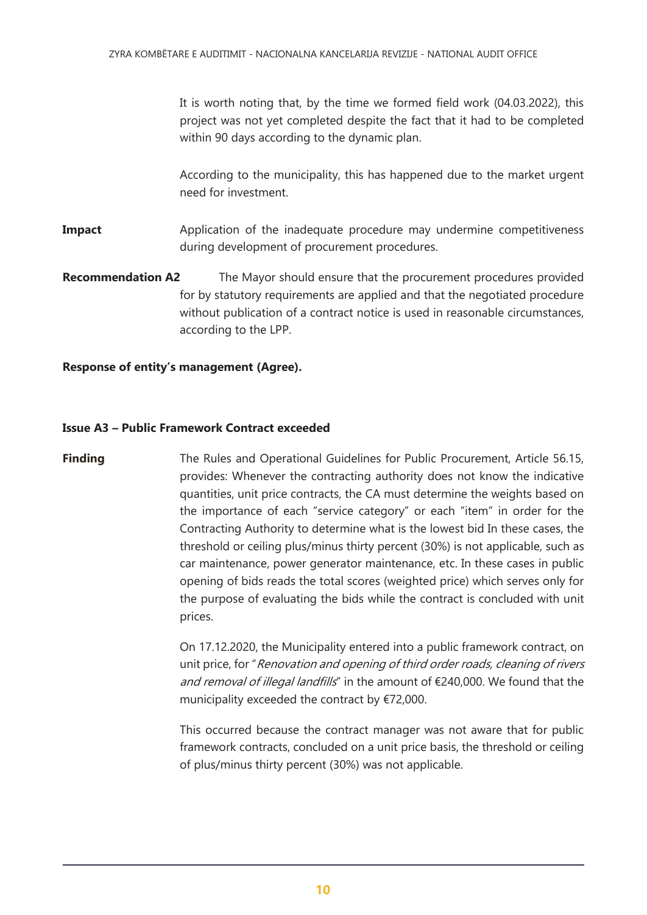It is worth noting that, by the time we formed field work (04.03.2022), this project was not yet completed despite the fact that it had to be completed within 90 days according to the dynamic plan.

According to the municipality, this has happened due to the market urgent need for investment.

**Impact** Application of the inadequate procedure may undermine competitiveness during development of procurement procedures.

**Recommendation A2** The Mayor should ensure that the procurement procedures provided for by statutory requirements are applied and that the negotiated procedure without publication of a contract notice is used in reasonable circumstances, according to the LPP.

**Response of entity's management (Agree).**

**Issue A3 – Public Framework Contract exceeded**

**Finding** The Rules and Operational Guidelines for Public Procurement, Article 56.15, provides: Whenever the contracting authority does not know the indicative quantities, unit price contracts, the CA must determine the weights based on the importance of each "service category" or each "item" in order for the Contracting Authority to determine what is the lowest bid In these cases, the threshold or ceiling plus/minus thirty percent (30%) is not applicable, such as car maintenance, power generator maintenance, etc. In these cases in public opening of bids reads the total scores (weighted price) which serves only for the purpose of evaluating the bids while the contract is concluded with unit prices.

On 17.12.2020, the Municipality entered into a public framework contract, on unit price, for "*Renovation and opening of third order roads, cleaning of rivers and removal of illegal landfills*" in the amount of €240,000. We found that the municipality exceeded the contract by €72,000.

This occurred because the contract manager was not aware that for public framework contracts, concluded on a unit price basis, the threshold or ceiling of plus/minus thirty percent (30%) was not applicable.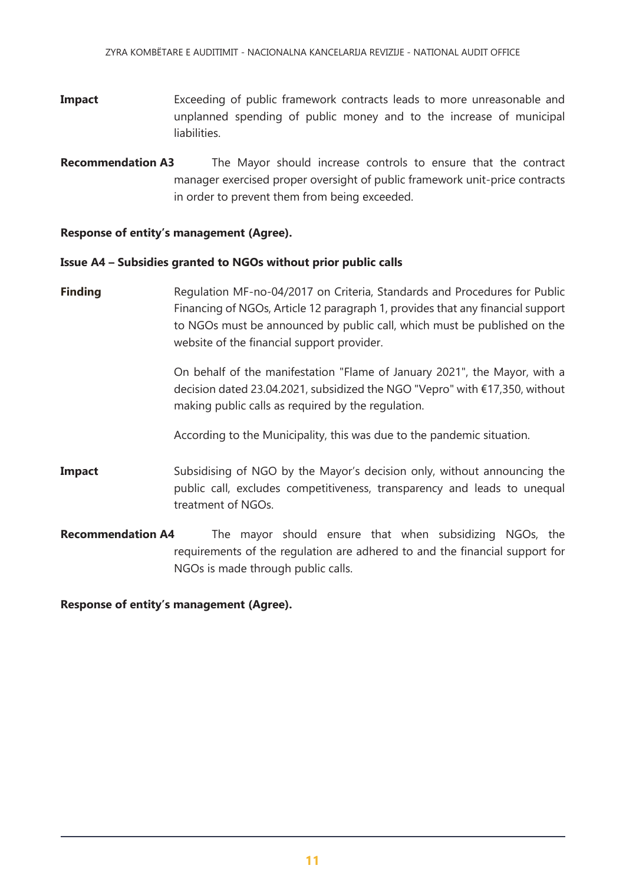**Impact** Exceeding of public framework contracts leads to more unreasonable and unplanned spending of public money and to the increase of municipal liabilities.

**Recommendation A3** The Mayor should increase controls to ensure that the contract manager exercised proper oversight of public framework unit-price contracts in order to prevent them from being exceeded.

**Response of entity's management (Agree).**

**Issue A4 – Subsidies granted to NGOs without prior public calls**

**Finding** Regulation MF-no-04/2017 on Criteria, Standards and Procedures for Public Financing of NGOs, Article 12 paragraph 1, provides that any financial support to NGOs must be announced by public call, which must be published on the website of the financial support provider.

On behalf of the manifestation "Flame of January 2021", the Mayor, with a decision dated 23.04.2021, subsidized the NGO "Vepro" with €17,350, without making public calls as required by the regulation.

According to the Municipality, this was due to the pandemic situation.

**Impact** Subsidising of NGO by the Mayor's decision only, without announcing the public call, excludes competitiveness, transparency and leads to unequal treatment of NGOs.

**Recommendation A4** The mayor should ensure that when subsidizing NGOs, the requirements of the regulation are adhered to and the financial support for NGOs is made through public calls.

**Response of entity's management (Agree).**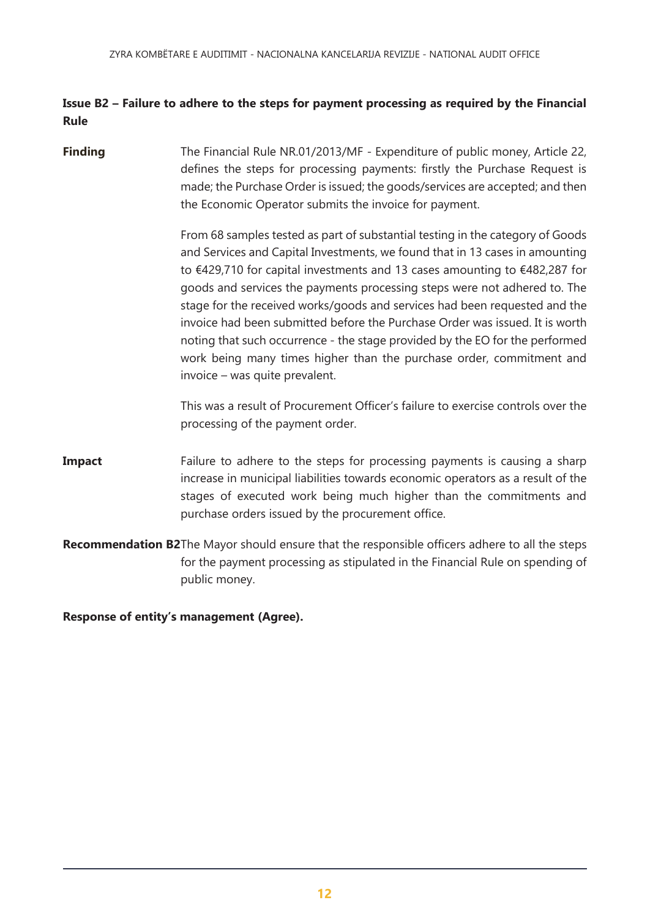**Issue B2 – Failure to adhere to the steps for payment processing as required by the Financial Rule**

**Finding**

The Financial Rule NR.01/2013/MF - Expenditure of public money, Article 22, defines the steps for processing payments: firstly the Purchase Request is made; the Purchase Order is issued; the goods/services are accepted; and then the Economic Operator submits the invoice for payment.

From 68 samples tested as part of substantial testing in the category of Goods and Services and Capital Investments, we found that in 13 cases in amounting to €429,710 for capital investments and 13 cases amounting to €482,287 for goods and services the payments processing steps were not adhered to. The stage for the received works/goods and services had been requested and the invoice had been submitted before the Purchase Order was issued. It is worth noting that such occurrence - the stage provided by the EO for the performed work being many times higher than the purchase order, commitment and invoice – was quite prevalent.

This was a result of Procurement Officer's failure to exercise controls over the processing of the payment order.

**Impact**

Failure to adhere to the steps for processing payments is causing a sharp increase in municipal liabilities towards economic operators as a result of the stages of executed work being much higher than the commitments and purchase orders issued by the procurement office.

**Recommendation B2**

The Mayor should ensure that the responsible officers adhere to all the steps for the payment processing as stipulated in the Financial Rule on spending of public money.

**Response of entity's management (Agree).**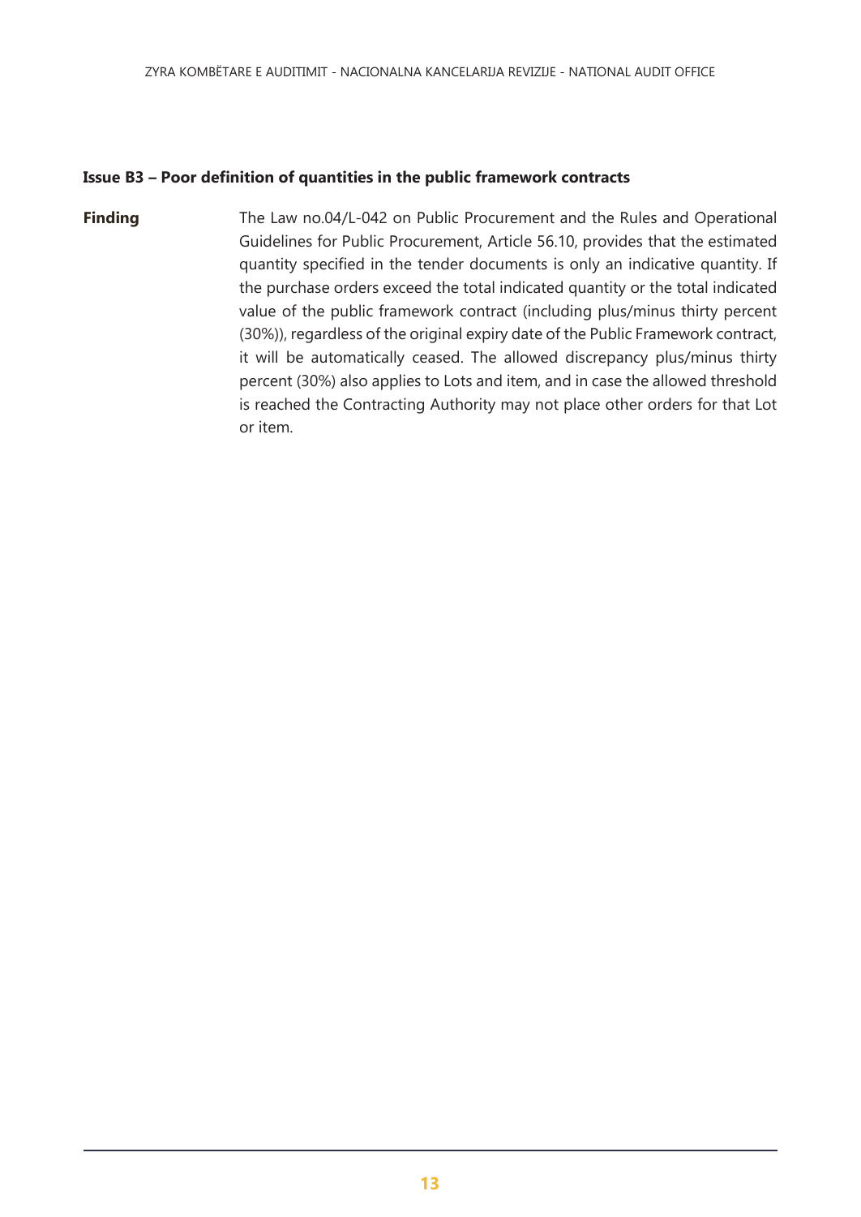**Issue B3 – Poor definition of quantities in the public framework contracts**

**Finding** The Law no.04/L-042 on Public Procurement and the Rules and Operational Guidelines for Public Procurement, Article 56.10, provides that the estimated quantity specified in the tender documents is only an indicative quantity. If the purchase orders exceed the total indicated quantity or the total indicated value of the public framework contract (including plus/minus thirty percent (30%)), regardless of the original expiry date of the Public Framework contract, it will be automatically ceased. The allowed discrepancy plus/minus thirty percent (30%) also applies to Lots and item, and in case the allowed threshold is reached the Contracting Authority may not place other orders for that Lot or item.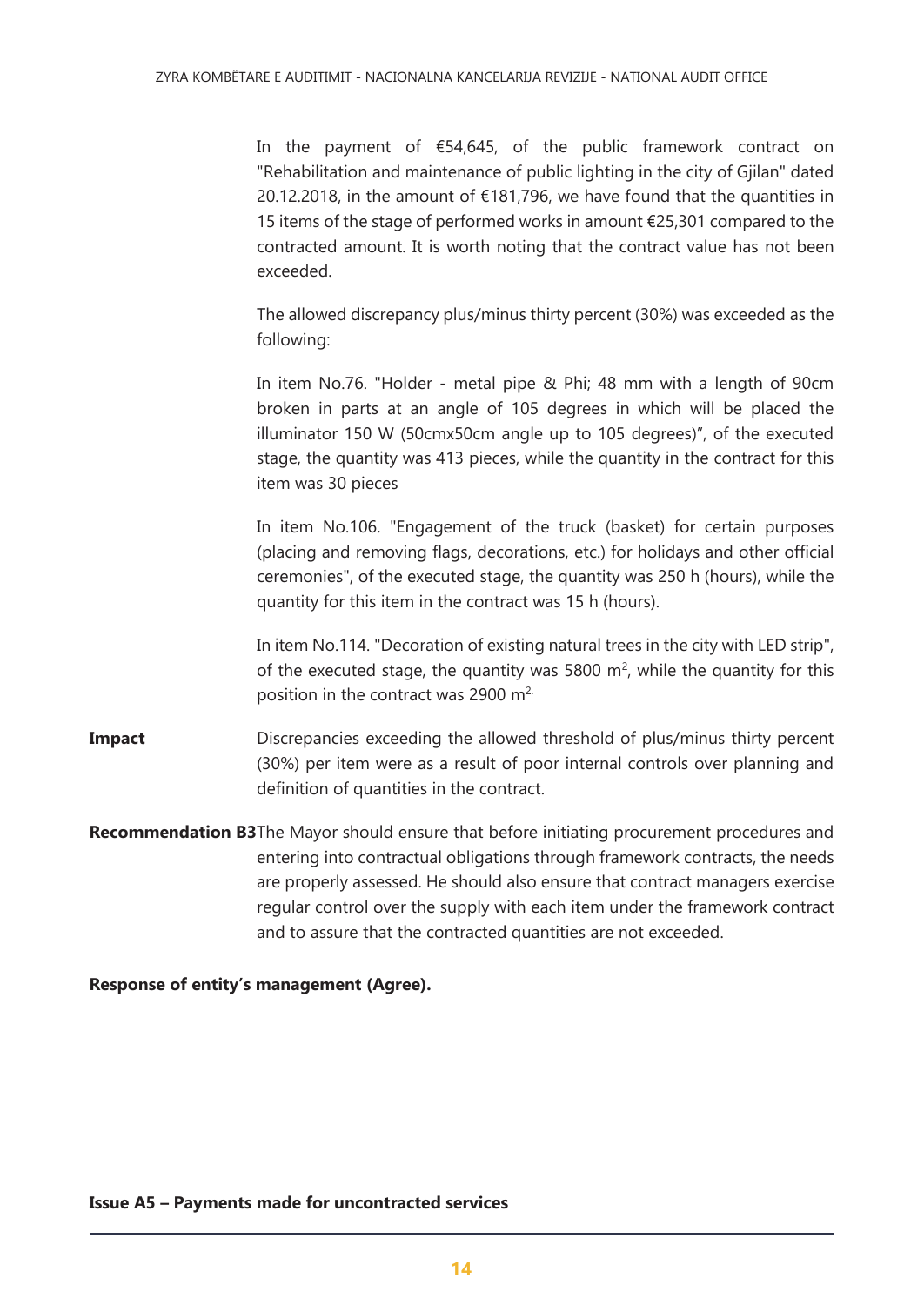In the payment of €54,645, of the public framework contract on "Rehabilitation and maintenance of public lighting in the city of Gjilan" dated 20.12.2018, in the amount of €181,796, we have found that the quantities in 15 items of the stage of performed works in amount €25,301 compared to the contracted amount. It is worth noting that the contract value has not been exceeded.

The allowed discrepancy plus/minus thirty percent (30%) was exceeded as the following:

In item No.76. "Holder - metal pipe & Phi; 48 mm with a length of 90cm broken in parts at an angle of 105 degrees in which will be placed the illuminator 150 W (50cmx50cm angle up to 105 degrees)", of the executed stage, the quantity was 413 pieces, while the quantity in the contract for this item was 30 pieces

In item No.106. "Engagement of the truck (basket) for certain purposes (placing and removing flags, decorations, etc.) for holidays and other official ceremonies", of the executed stage, the quantity was 250 h (hours), while the quantity for this item in the contract was 15 h (hours).

In item No.114. "Decoration of existing natural trees in the city with LED strip", of the executed stage, the quantity was 5800 m$^2$, while the quantity for this position in the contract was 2900 m$^2$.

**Impact** Discrepancies exceeding the allowed threshold of plus/minus thirty percent (30%) per item were as a result of poor internal controls over planning and definition of quantities in the contract.

**Recommendation B3** The Mayor should ensure that before initiating procurement procedures and entering into contractual obligations through framework contracts, the needs are properly assessed. He should also ensure that contract managers exercise regular control over the supply with each item under the framework contract and to assure that the contracted quantities are not exceeded.

**Response of entity's management (Agree).**

**Issue A5 – Payments made for uncontracted services**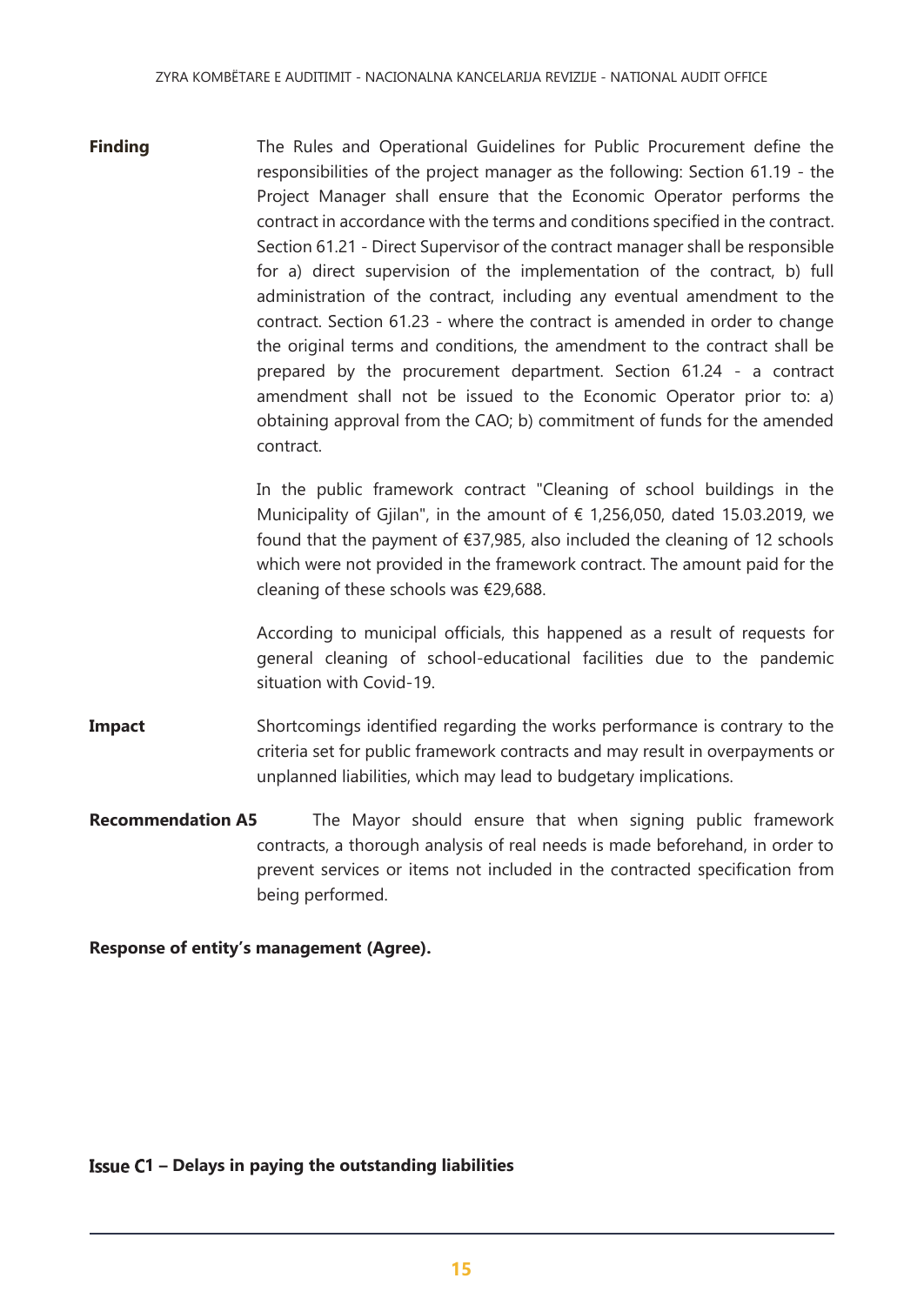**Finding** The Rules and Operational Guidelines for Public Procurement define the responsibilities of the project manager as the following: Section 61.19 - the Project Manager shall ensure that the Economic Operator performs the contract in accordance with the terms and conditions specified in the contract. Section 61.21 - Direct Supervisor of the contract manager shall be responsible for a) direct supervision of the implementation of the contract, b) full administration of the contract, including any eventual amendment to the contract. Section 61.23 - where the contract is amended in order to change the original terms and conditions, the amendment to the contract shall be prepared by the procurement department. Section 61.24 - a contract amendment shall not be issued to the Economic Operator prior to: a) obtaining approval from the CAO; b) commitment of funds for the amended contract.

In the public framework contract "Cleaning of school buildings in the Municipality of Gjilan", in the amount of € 1,256,050, dated 15.03.2019, we found that the payment of €37,985, also included the cleaning of 12 schools which were not provided in the framework contract. The amount paid for the cleaning of these schools was €29,688.

According to municipal officials, this happened as a result of requests for general cleaning of school-educational facilities due to the pandemic situation with Covid-19.

**Impact** Shortcomings identified regarding the works performance is contrary to the criteria set for public framework contracts and may result in overpayments or unplanned liabilities, which may lead to budgetary implications.

**Recommendation A5** The Mayor should ensure that when signing public framework contracts, a thorough analysis of real needs is made beforehand, in order to prevent services or items not included in the contracted specification from being performed.

**Response of entity's management (Agree).**

**Issue C1 – Delays in paying the outstanding liabilities**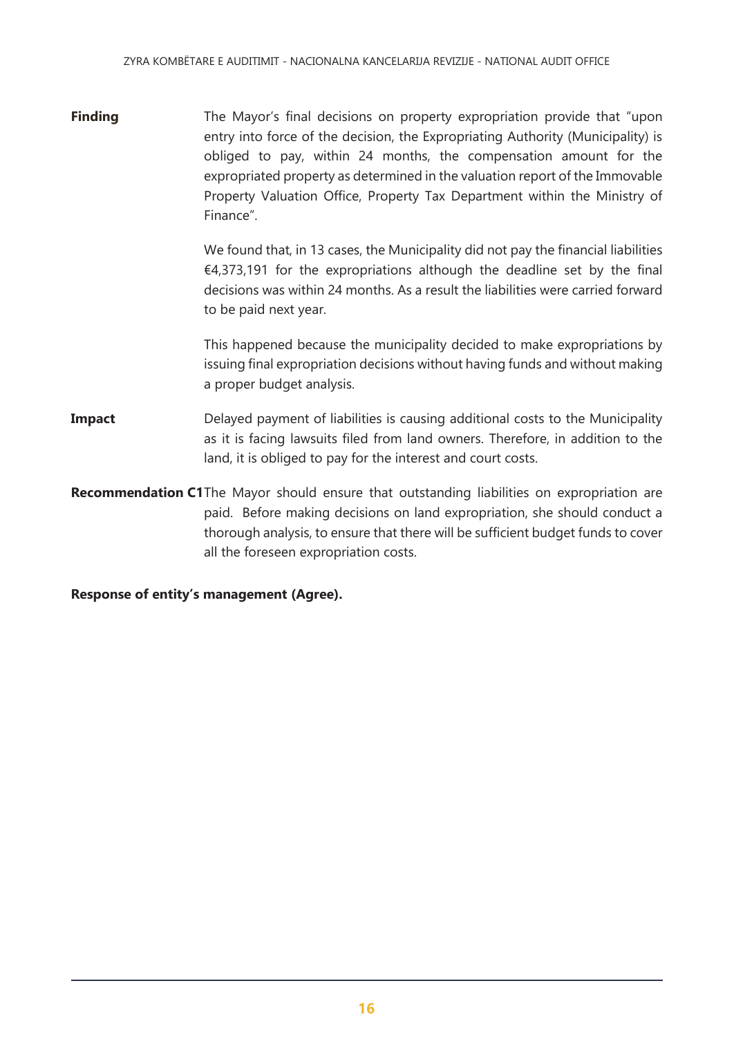**Finding**

The Mayor's final decisions on property expropriation provide that "upon entry into force of the decision, the Expropriating Authority (Municipality) is obliged to pay, within 24 months, the compensation amount for the expropriated property as determined in the valuation report of the Immovable Property Valuation Office, Property Tax Department within the Ministry of Finance".

We found that, in 13 cases, the Municipality did not pay the financial liabilities €4,373,191 for the expropriations although the deadline set by the final decisions was within 24 months. As a result the liabilities were carried forward to be paid next year.

This happened because the municipality decided to make expropriations by issuing final expropriation decisions without having funds and without making a proper budget analysis.

**Impact**

Delayed payment of liabilities is causing additional costs to the Municipality as it is facing lawsuits filed from land owners. Therefore, in addition to the land, it is obliged to pay for the interest and court costs.

**Recommendation C1**

The Mayor should ensure that outstanding liabilities on expropriation are paid. Before making decisions on land expropriation, she should conduct a thorough analysis, to ensure that there will be sufficient budget funds to cover all the foreseen expropriation costs.

**Response of entity's management (Agree).**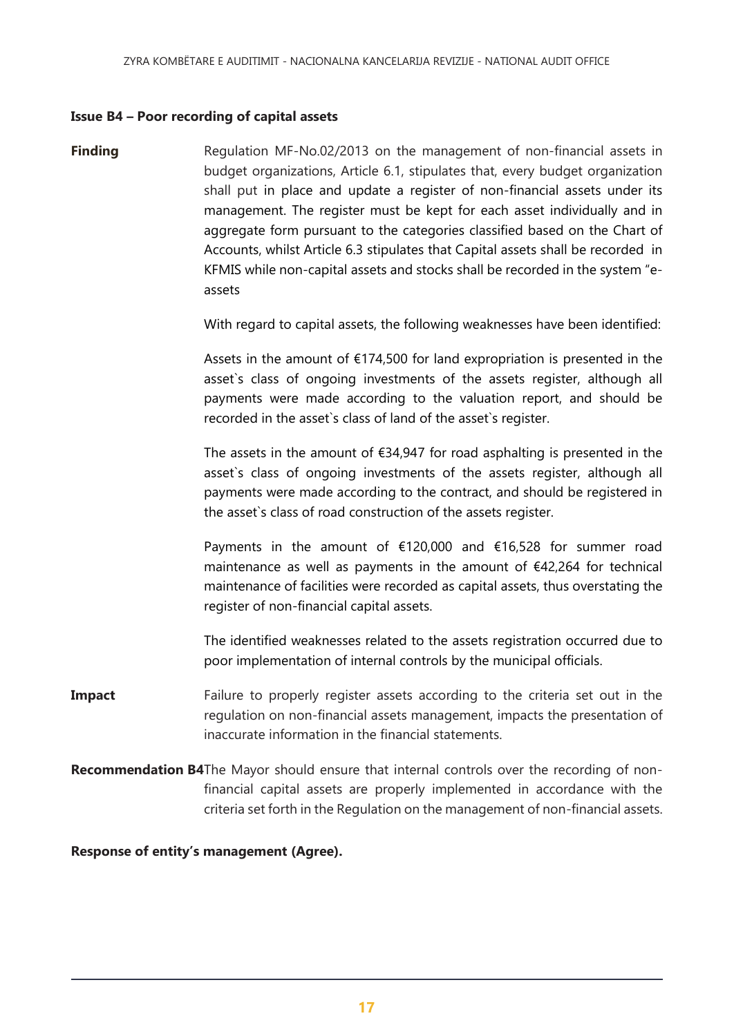**Issue B4 – Poor recording of capital assets**

**Finding**

Regulation MF-No.02/2013 on the management of non-financial assets in budget organizations, Article 6.1, stipulates that, every budget organization shall put in place and update a register of non-financial assets under its management. The register must be kept for each asset individually and in aggregate form pursuant to the categories classified based on the Chart of Accounts, whilst Article 6.3 stipulates that Capital assets shall be recorded in KFMIS while non-capital assets and stocks shall be recorded in the system "e-assets

With regard to capital assets, the following weaknesses have been identified:

Assets in the amount of €174,500 for land expropriation is presented in the asset`s class of ongoing investments of the assets register, although all payments were made according to the valuation report, and should be recorded in the asset`s class of land of the asset`s register.

The assets in the amount of €34,947 for road asphalting is presented in the asset`s class of ongoing investments of the assets register, although all payments were made according to the contract, and should be registered in the asset`s class of road construction of the assets register.

Payments in the amount of €120,000 and €16,528 for summer road maintenance as well as payments in the amount of €42,264 for technical maintenance of facilities were recorded as capital assets, thus overstating the register of non-financial capital assets.

The identified weaknesses related to the assets registration occurred due to poor implementation of internal controls by the municipal officials.

**Impact**

Failure to properly register assets according to the criteria set out in the regulation on non-financial assets management, impacts the presentation of inaccurate information in the financial statements.

**Recommendation B4** The Mayor should ensure that internal controls over the recording of non-financial capital assets are properly implemented in accordance with the criteria set forth in the Regulation on the management of non-financial assets.

**Response of entity's management (Agree).**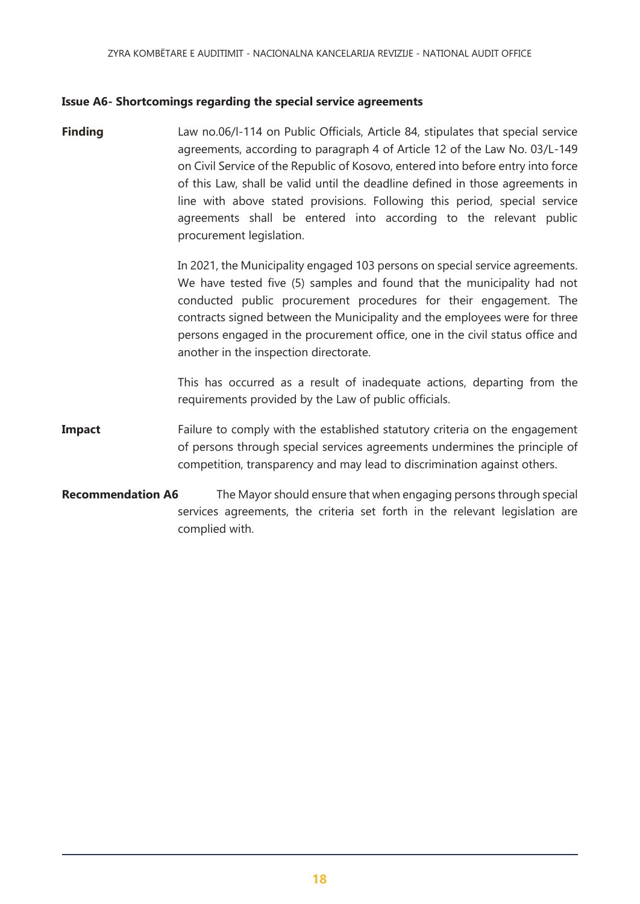**Issue A6- Shortcomings regarding the special service agreements**

**Finding**

Law no.06/l-114 on Public Officials, Article 84, stipulates that special service agreements, according to paragraph 4 of Article 12 of the Law No. 03/L-149 on Civil Service of the Republic of Kosovo, entered into before entry into force of this Law, shall be valid until the deadline defined in those agreements in line with above stated provisions. Following this period, special service agreements shall be entered into according to the relevant public procurement legislation.

In 2021, the Municipality engaged 103 persons on special service agreements. We have tested five (5) samples and found that the municipality had not conducted public procurement procedures for their engagement. The contracts signed between the Municipality and the employees were for three persons engaged in the procurement office, one in the civil status office and another in the inspection directorate.

This has occurred as a result of inadequate actions, departing from the requirements provided by the Law of public officials.

**Impact**

Failure to comply with the established statutory criteria on the engagement of persons through special services agreements undermines the principle of competition, transparency and may lead to discrimination against others.

**Recommendation A6**

The Mayor should ensure that when engaging persons through special services agreements, the criteria set forth in the relevant legislation are complied with.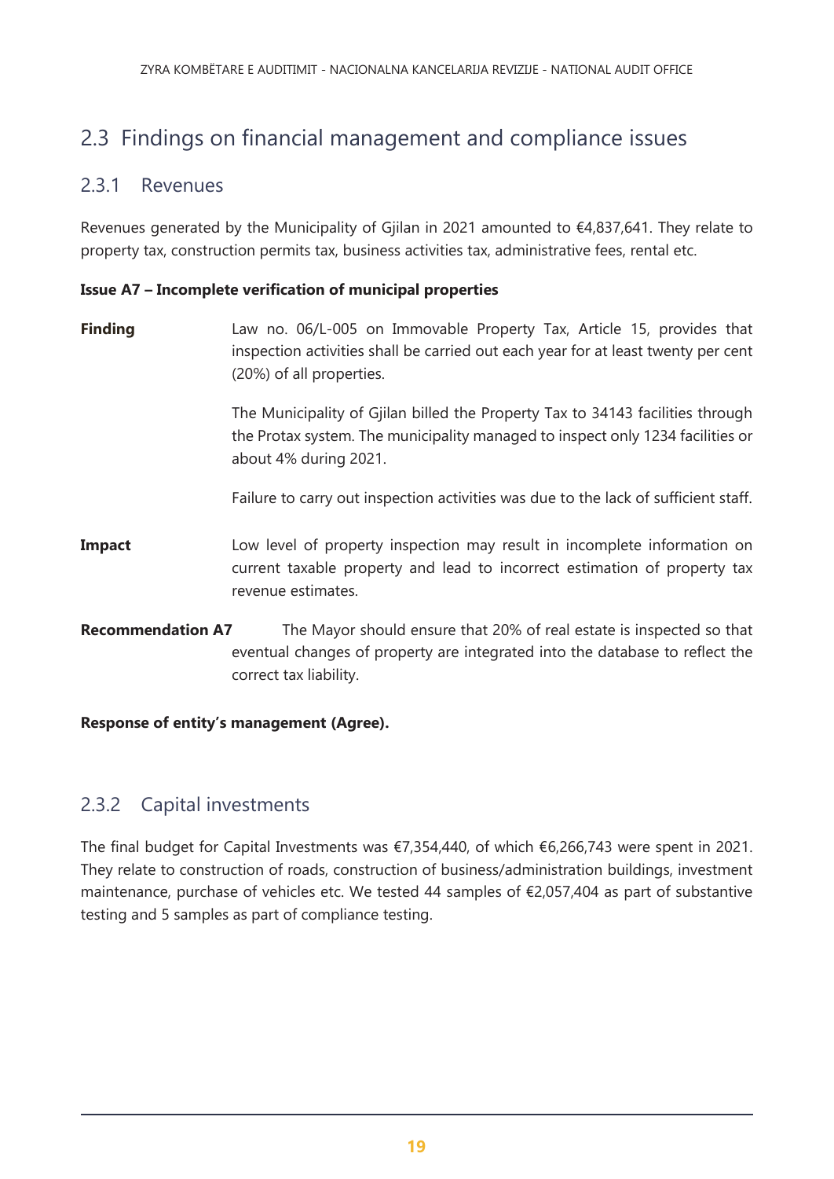## 2.3 Findings on financial management and compliance issues

### 2.3.1 Revenues

Revenues generated by the Municipality of Gjilan in 2021 amounted to €4,837,641. They relate to property tax, construction permits tax, business activities tax, administrative fees, rental etc.

**Issue A7 – Incomplete verification of municipal properties**

**Finding**

Law no. 06/L-005 on Immovable Property Tax, Article 15, provides that inspection activities shall be carried out each year for at least twenty per cent (20%) of all properties.

The Municipality of Gjilan billed the Property Tax to 34143 facilities through the Protax system. The municipality managed to inspect only 1234 facilities or about 4% during 2021.

Failure to carry out inspection activities was due to the lack of sufficient staff.

**Impact**

Low level of property inspection may result in incomplete information on current taxable property and lead to incorrect estimation of property tax revenue estimates.

**Recommendation A7**

The Mayor should ensure that 20% of real estate is inspected so that eventual changes of property are integrated into the database to reflect the correct tax liability.

**Response of entity's management (Agree).**

### 2.3.2 Capital investments

The final budget for Capital Investments was €7,354,440, of which €6,266,743 were spent in 2021. They relate to construction of roads, construction of business/administration buildings, investment maintenance, purchase of vehicles etc. We tested 44 samples of €2,057,404 as part of substantive testing and 5 samples as part of compliance testing.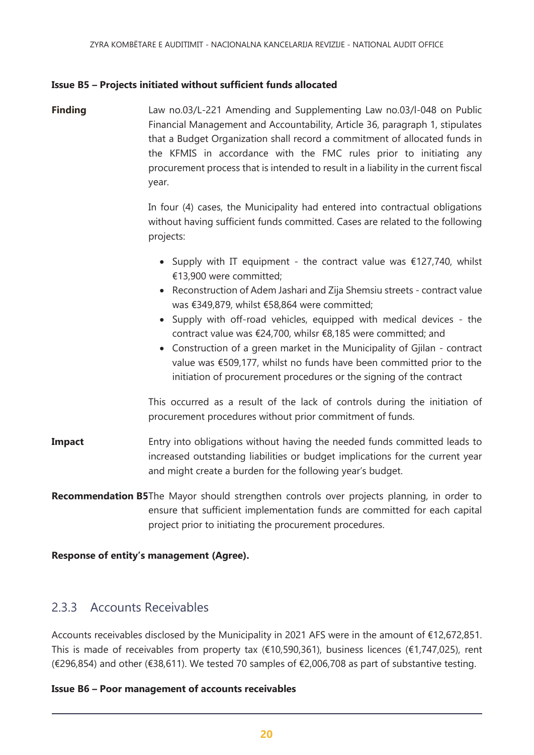**Issue B5 – Projects initiated without sufficient funds allocated**

**Finding** Law no.03/L-221 Amending and Supplementing Law no.03/l-048 on Public Financial Management and Accountability, Article 36, paragraph 1, stipulates that a Budget Organization shall record a commitment of allocated funds in the KFMIS in accordance with the FMC rules prior to initiating any procurement process that is intended to result in a liability in the current fiscal year.

In four (4) cases, the Municipality had entered into contractual obligations without having sufficient funds committed. Cases are related to the following projects:

- Supply with IT equipment - the contract value was €127,740, whilst €13,900 were committed;
- Reconstruction of Adem Jashari and Zija Shemsiu streets - contract value was €349,879, whilst €58,864 were committed;
- Supply with off-road vehicles, equipped with medical devices - the contract value was €24,700, whilsr €8,185 were committed; and
- Construction of a green market in the Municipality of Gjilan - contract value was €509,177, whilst no funds have been committed prior to the initiation of procurement procedures or the signing of the contract

This occurred as a result of the lack of controls during the initiation of procurement procedures without prior commitment of funds.

**Impact** Entry into obligations without having the needed funds committed leads to increased outstanding liabilities or budget implications for the current year and might create a burden for the following year's budget.

**Recommendation B5** The Mayor should strengthen controls over projects planning, in order to ensure that sufficient implementation funds are committed for each capital project prior to initiating the procurement procedures.

**Response of entity's management (Agree).**

## 2.3.3 Accounts Receivables

Accounts receivables disclosed by the Municipality in 2021 AFS were in the amount of €12,672,851. This is made of receivables from property tax (€10,590,361), business licences (€1,747,025), rent (€296,854) and other (€38,611). We tested 70 samples of €2,006,708 as part of substantive testing.

**Issue B6 – Poor management of accounts receivables**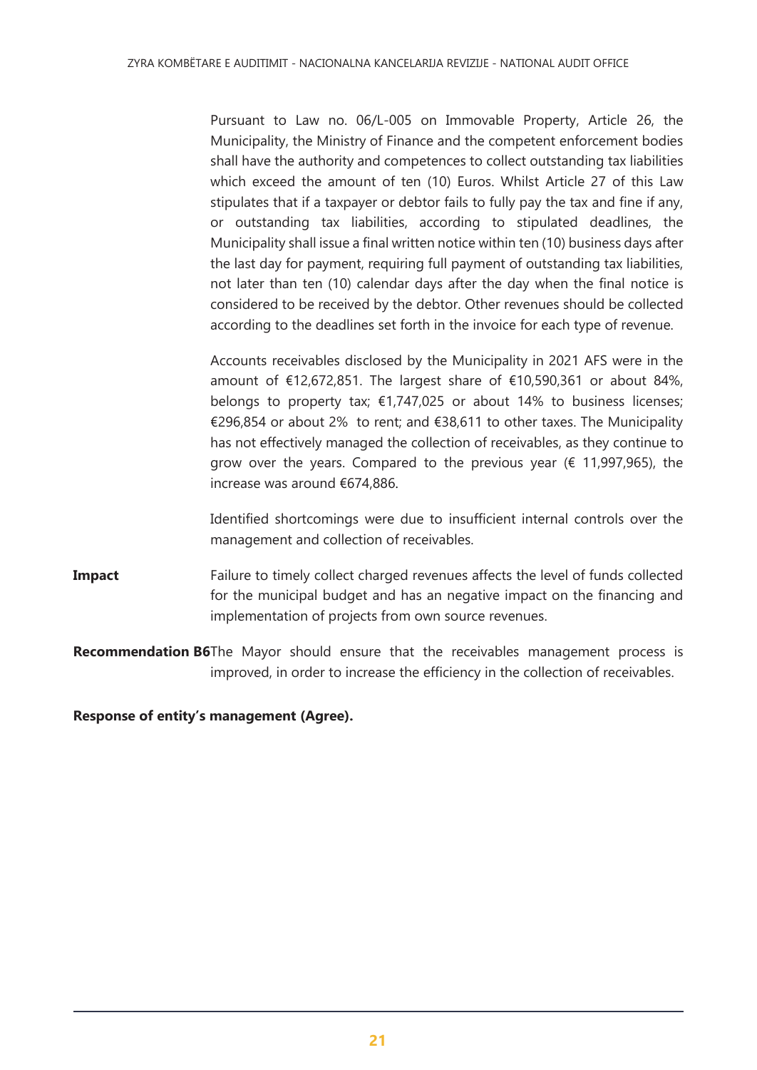Pursuant to Law no. 06/L-005 on Immovable Property, Article 26, the Municipality, the Ministry of Finance and the competent enforcement bodies shall have the authority and competences to collect outstanding tax liabilities which exceed the amount of ten (10) Euros. Whilst Article 27 of this Law stipulates that if a taxpayer or debtor fails to fully pay the tax and fine if any, or outstanding tax liabilities, according to stipulated deadlines, the Municipality shall issue a final written notice within ten (10) business days after the last day for payment, requiring full payment of outstanding tax liabilities, not later than ten (10) calendar days after the day when the final notice is considered to be received by the debtor. Other revenues should be collected according to the deadlines set forth in the invoice for each type of revenue.

Accounts receivables disclosed by the Municipality in 2021 AFS were in the amount of €12,672,851. The largest share of €10,590,361 or about 84%, belongs to property tax; €1,747,025 or about 14% to business licenses; €296,854 or about 2% to rent; and €38,611 to other taxes. The Municipality has not effectively managed the collection of receivables, as they continue to grow over the years. Compared to the previous year (€ 11,997,965), the increase was around €674,886.

Identified shortcomings were due to insufficient internal controls over the management and collection of receivables.

**Impact** Failure to timely collect charged revenues affects the level of funds collected for the municipal budget and has an negative impact on the financing and implementation of projects from own source revenues.

**Recommendation B6** The Mayor should ensure that the receivables management process is improved, in order to increase the efficiency in the collection of receivables.

**Response of entity's management (Agree).**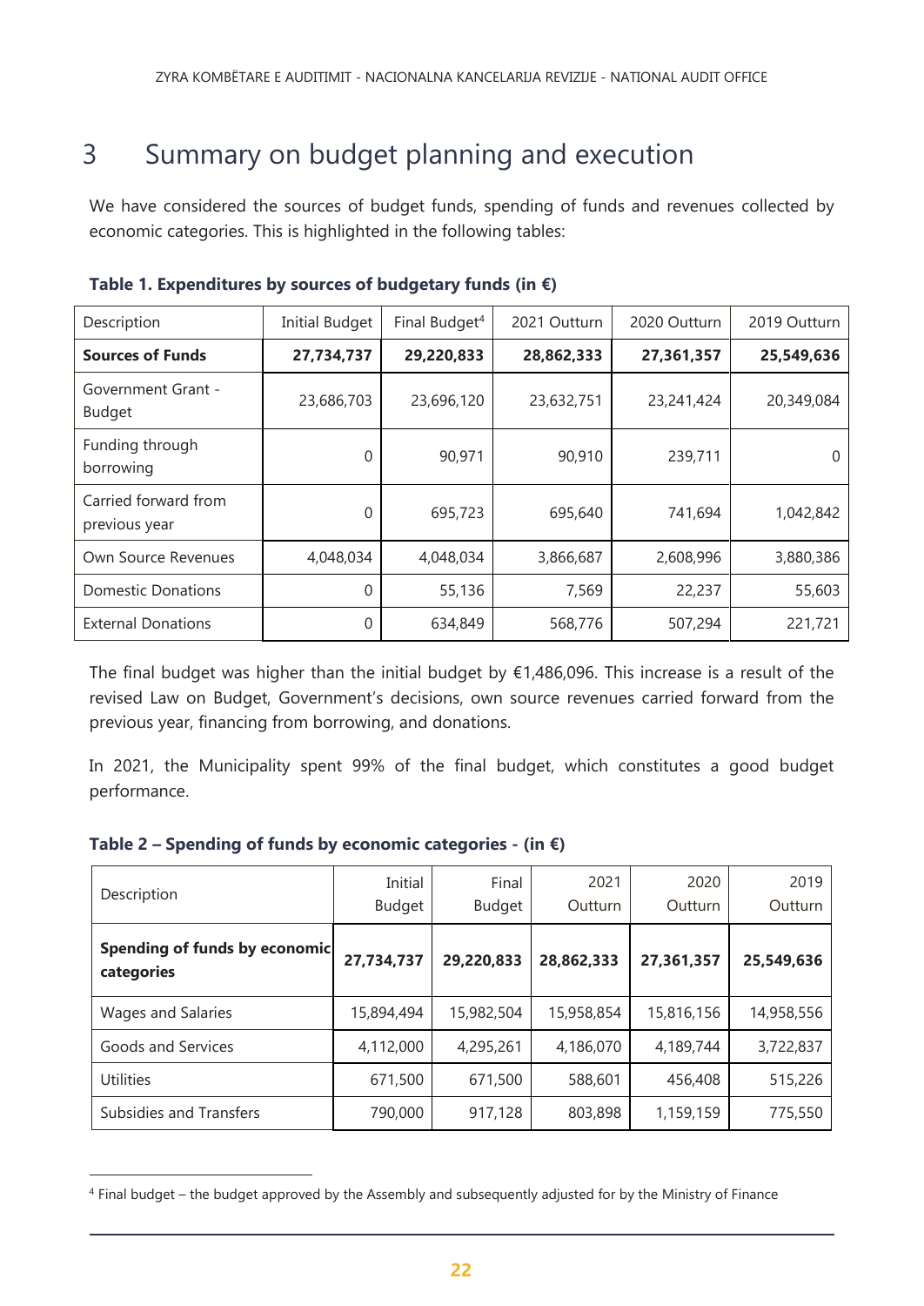# 3 Summary on budget planning and execution

We have considered the sources of budget funds, spending of funds and revenues collected by economic categories. This is highlighted in the following tables:

**Table 1. Expenditures by sources of budgetary funds (in €)**

| Description | Initial Budget | Final Budget[4] | 2021 Outturn | 2020 Outturn | 2019 Outturn |
|---|---|---|---|---|---|
| **Sources of Funds** | **27,734,737** | **29,220,833** | **28,862,333** | **27,361,357** | **25,549,636** |
| Government Grant - Budget | 23,686,703 | 23,696,120 | 23,632,751 | 23,241,424 | 20,349,084 |
| Funding through borrowing | 0 | 90,971 | 90,910 | 239,711 | 0 |
| Carried forward from previous year | 0 | 695,723 | 695,640 | 741,694 | 1,042,842 |
| Own Source Revenues | 4,048,034 | 4,048,034 | 3,866,687 | 2,608,996 | 3,880,386 |
| Domestic Donations | 0 | 55,136 | 7,569 | 22,237 | 55,603 |
| External Donations | 0 | 634,849 | 568,776 | 507,294 | 221,721 |

The final budget was higher than the initial budget by €1,486,096. This increase is a result of the revised Law on Budget, Government's decisions, own source revenues carried forward from the previous year, financing from borrowing, and donations.

In 2021, the Municipality spent 99% of the final budget, which constitutes a good budget performance.

**Table 2 – Spending of funds by economic categories - (in €)**

| Description | Initial Budget | Final Budget | 2021 Outturn | 2020 Outturn | 2019 Outturn |
|---|---|---|---|---|---|
| **Spending of funds by economic categories** | **27,734,737** | **29,220,833** | **28,862,333** | **27,361,357** | **25,549,636** |
| Wages and Salaries | 15,894,494 | 15,982,504 | 15,958,854 | 15,816,156 | 14,958,556 |
| Goods and Services | 4,112,000 | 4,295,261 | 4,186,070 | 4,189,744 | 3,722,837 |
| Utilities | 671,500 | 671,500 | 588,601 | 456,408 | 515,226 |
| Subsidies and Transfers | 790,000 | 917,128 | 803,898 | 1,159,159 | 775,550 |

[4] Final budget – the budget approved by the Assembly and subsequently adjusted for by the Ministry of Finance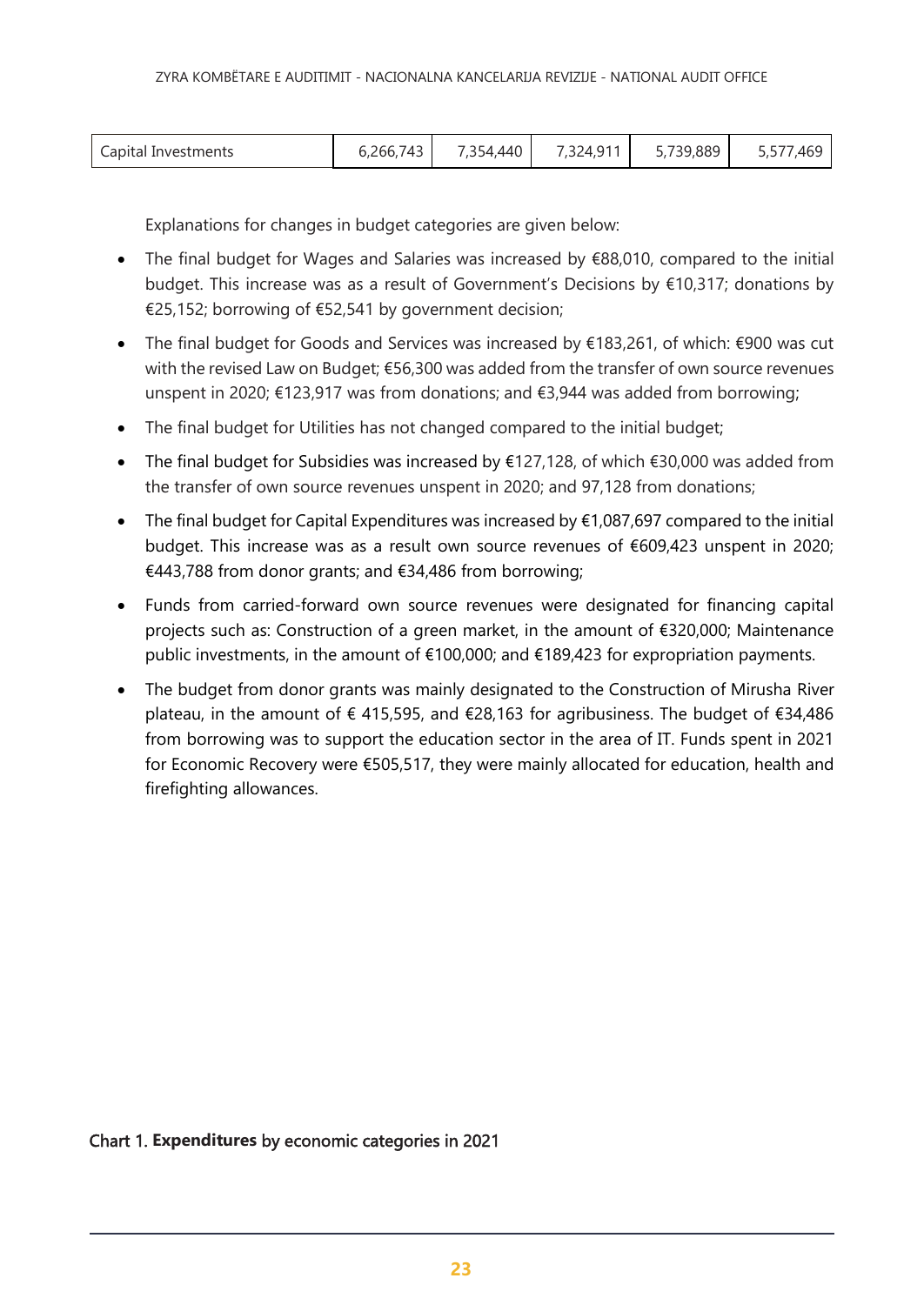| Capital Investments | 6,266,743 | 7,354,440 | 7,324,911 | 5,739,889 | 5,577,469 |
|---|---|---|---|---|---|

Explanations for changes in budget categories are given below:

- The final budget for Wages and Salaries was increased by €88,010, compared to the initial budget. This increase was as a result of Government's Decisions by €10,317; donations by €25,152; borrowing of €52,541 by government decision;
- The final budget for Goods and Services was increased by €183,261, of which: €900 was cut with the revised Law on Budget; €56,300 was added from the transfer of own source revenues unspent in 2020; €123,917 was from donations; and €3,944 was added from borrowing;
- The final budget for Utilities has not changed compared to the initial budget;
- The final budget for Subsidies was increased by €127,128, of which €30,000 was added from the transfer of own source revenues unspent in 2020; and 97,128 from donations;
- The final budget for Capital Expenditures was increased by €1,087,697 compared to the initial budget. This increase was as a result own source revenues of €609,423 unspent in 2020; €443,788 from donor grants; and €34,486 from borrowing;
- Funds from carried-forward own source revenues were designated for financing capital projects such as: Construction of a green market, in the amount of €320,000; Maintenance public investments, in the amount of €100,000; and €189,423 for expropriation payments.
- The budget from donor grants was mainly designated to the Construction of Mirusha River plateau, in the amount of € 415,595, and €28,163 for agribusiness. The budget of €34,486 from borrowing was to support the education sector in the area of IT. Funds spent in 2021 for Economic Recovery were €505,517, they were mainly allocated for education, health and firefighting allowances.

Chart 1. **Expenditures** by economic categories in 2021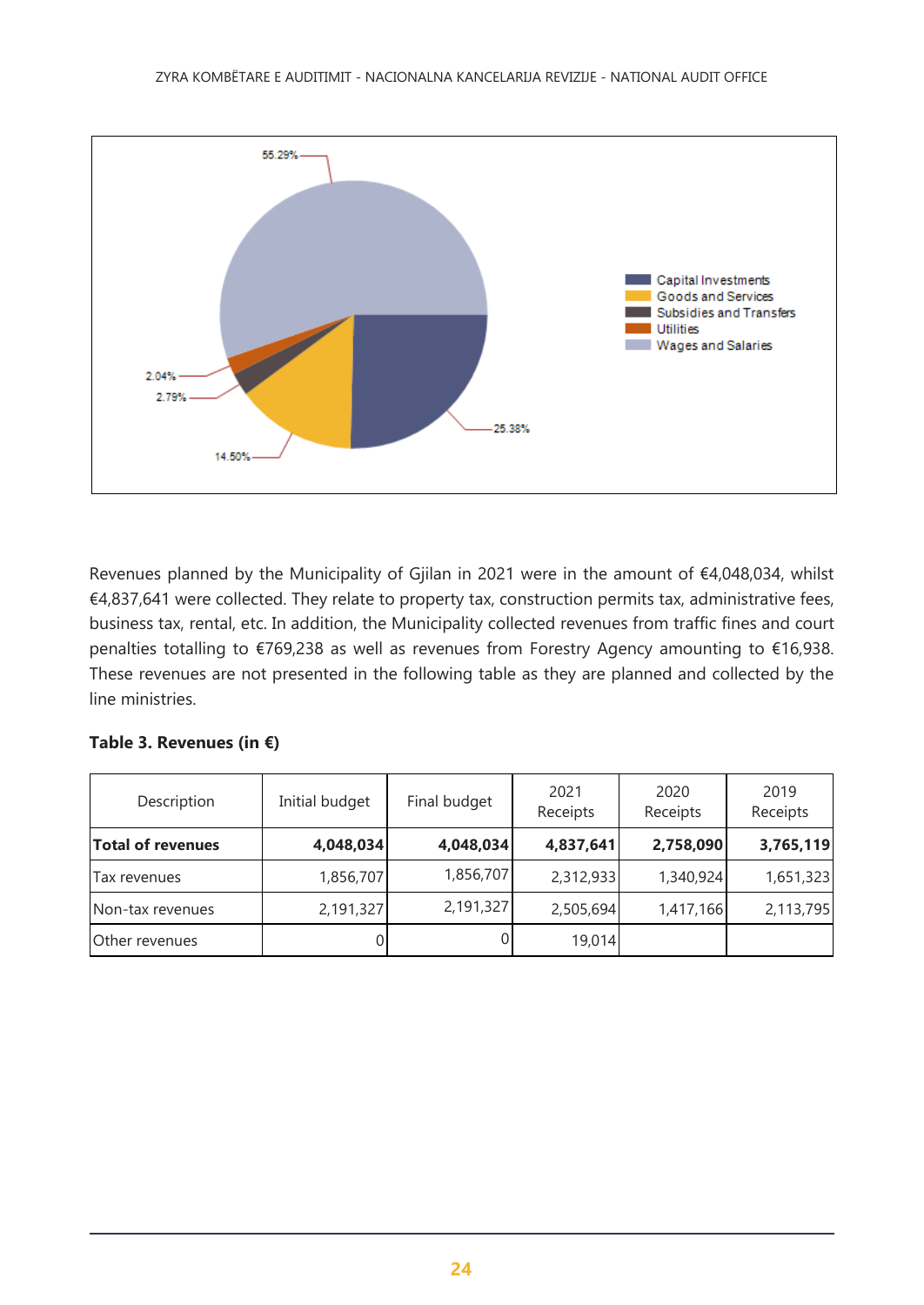Revenues planned by the Municipality of Gjilan in 2021 were in the amount of €4,048,034, whilst €4,837,641 were collected. They relate to property tax, construction permits tax, administrative fees, business tax, rental, etc. In addition, the Municipality collected revenues from traffic fines and court penalties totalling to €769,238 as well as revenues from Forestry Agency amounting to €16,938. These revenues are not presented in the following table as they are planned and collected by the line ministries.

**Table 3. Revenues (in €)**

| Description | Initial budget | Final budget | 2021 Receipts | 2020 Receipts | 2019 Receipts |
|---|---|---|---|---|---|
| **Total of revenues** | **4,048,034** | **4,048,034** | **4,837,641** | **2,758,090** | **3,765,119** |
| Tax revenues | 1,856,707 | 1,856,707 | 2,312,933 | 1,340,924 | 1,651,323 |
| Non-tax revenues | 2,191,327 | 2,191,327 | 2,505,694 | 1,417,166 | 2,113,795 |
| Other revenues | 0 | 0 | 19,014 | | |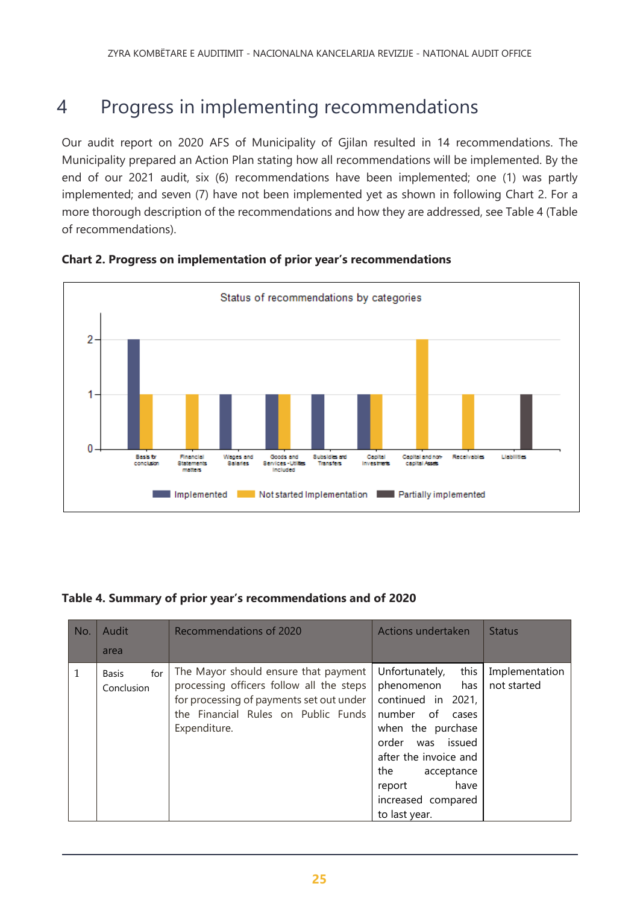# 4 Progress in implementing recommendations

Our audit report on 2020 AFS of Municipality of Gjilan resulted in 14 recommendations. The Municipality prepared an Action Plan stating how all recommendations will be implemented. By the end of our 2021 audit, six (6) recommendations have been implemented; one (1) was partly implemented; and seven (7) have not been implemented yet as shown in following Chart 2. For a more thorough description of the recommendations and how they are addressed, see Table 4 (Table of recommendations).

**Chart 2. Progress on implementation of prior year's recommendations**

Status of recommendations by categories

| Category | Implemented | Not started Implementation | Partially implemented |
|---|---|---|---|
| Basis for conclusion | 2 | 1 | |
| Financial Statements matters | | 1 | |
| Wages and Salaries | 1 | | |
| Goods and Services -Utilities Included | 1 | 1 | |
| Subsidies and Transfers | 1 | | |
| Capital Investments | 1 | 1 | |
| Capital and non-capital Assets | | 2 | |
| Receivables | | 1 | |
| Liabilities | | | 1 |

**Table 4. Summary of prior year's recommendations and of 2020**

| No. | Audit area | Recommendations of 2020 | Actions undertaken | Status |
|---|---|---|---|---|
| 1 | Basis for Conclusion | The Mayor should ensure that payment processing officers follow all the steps for processing of payments set out under the Financial Rules on Public Funds Expenditure. | Unfortunately, this phenomenon has continued in 2021, number of cases when the purchase order was issued after the invoice and the acceptance report have increased compared to last year. | Implementation not started |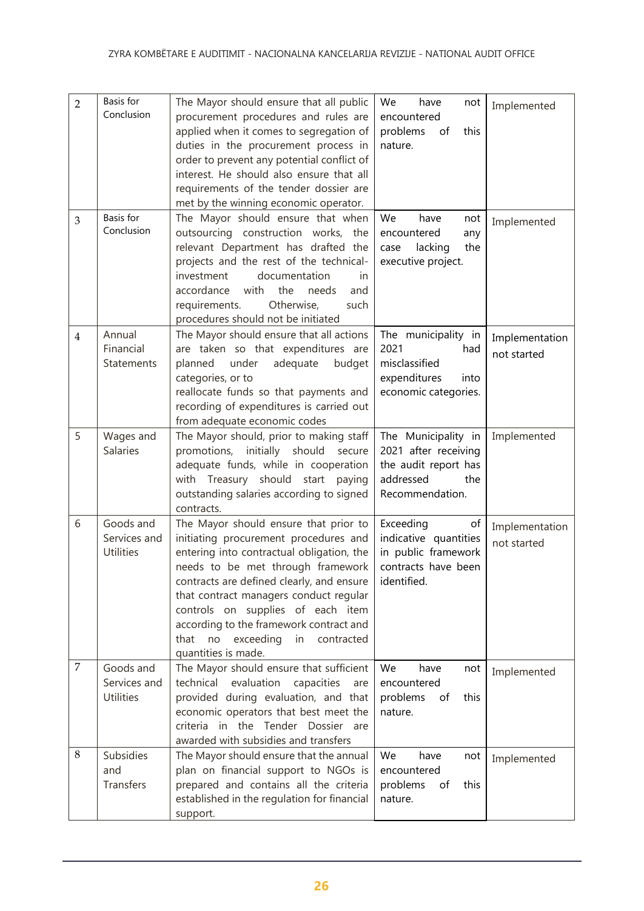| 2 | Basis for Conclusion | The Mayor should ensure that all public procurement procedures and rules are applied when it comes to segregation of duties in the procurement process in order to prevent any potential conflict of interest. He should also ensure that all requirements of the tender dossier are met by the winning economic operator. | We have not encountered problems of this nature. | Implemented |
|---|---|---|---|---|
| 3 | Basis for Conclusion | The Mayor should ensure that when outsourcing construction works, the relevant Department has drafted the projects and the rest of the technical-investment documentation in accordance with the needs and requirements. Otherwise, such procedures should not be initiated | We have not encountered any case lacking the executive project. | Implemented |
| 4 | Annual Financial Statements | The Mayor should ensure that all actions are taken so that expenditures are planned under adequate budget categories, or to reallocate funds so that payments and recording of expenditures is carried out from adequate economic codes | The municipality in 2021 had misclassified expenditures into economic categories. | Implementation not started |
| 5 | Wages and Salaries | The Mayor should, prior to making staff promotions, initially should secure adequate funds, while in cooperation with Treasury should start paying outstanding salaries according to signed contracts. | The Municipality in 2021 after receiving the audit report has addressed the Recommendation. | Implemented |
| 6 | Goods and Services and Utilities | The Mayor should ensure that prior to initiating procurement procedures and entering into contractual obligation, the needs to be met through framework contracts are defined clearly, and ensure that contract managers conduct regular controls on supplies of each item according to the framework contract and that no exceeding in contracted quantities is made. | Exceeding of indicative quantities in public framework contracts have been identified. | Implementation not started |
| 7 | Goods and Services and Utilities | The Mayor should ensure that sufficient technical evaluation capacities are provided during evaluation, and that economic operators that best meet the criteria in the Tender Dossier are awarded with subsidies and transfers | We have not encountered problems of this nature. | Implemented |
| 8 | Subsidies and Transfers | The Mayor should ensure that the annual plan on financial support to NGOs is prepared and contains all the criteria established in the regulation for financial support. | We have not encountered problems of this nature. | Implemented |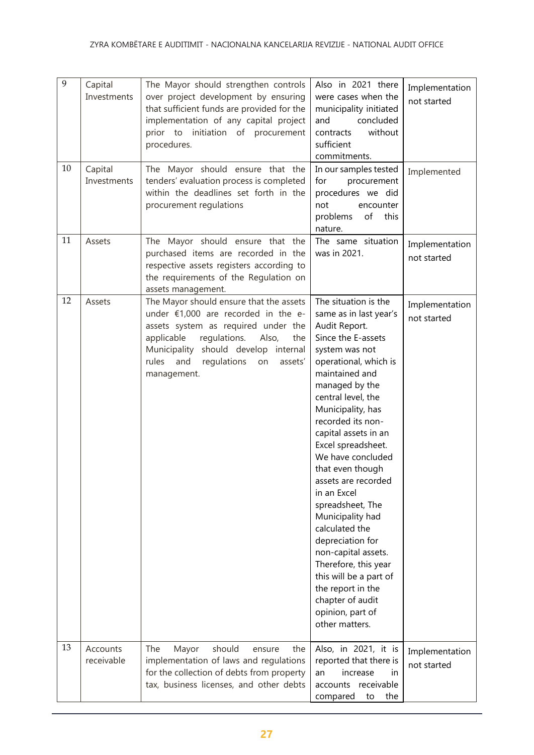| 9 | Capital Investments | The Mayor should strengthen controls over project development by ensuring that sufficient funds are provided for the implementation of any capital project prior to initiation of procurement procedures. | Also in 2021 there were cases when the municipality initiated and concluded contracts without sufficient commitments. | Implementation not started |
|---|---|---|---|---|
| 10 | Capital Investments | The Mayor should ensure that the tenders' evaluation process is completed within the deadlines set forth in the procurement regulations | In our samples tested for procurement procedures we did not encounter problems of this nature. | Implemented |
| 11 | Assets | The Mayor should ensure that the purchased items are recorded in the respective assets registers according to the requirements of the Regulation on assets management. | The same situation was in 2021. | Implementation not started |
| 12 | Assets | The Mayor should ensure that the assets under €1,000 are recorded in the e-assets system as required under the applicable regulations. Also, the Municipality should develop internal rules and regulations on assets' management. | The situation is the same as in last year's Audit Report. Since the E-assets system was not operational, which is maintained and managed by the central level, the Municipality, has recorded its non-capital assets in an Excel spreadsheet. We have concluded that even though assets are recorded in an Excel spreadsheet, The Municipality had calculated the depreciation for non-capital assets. Therefore, this year this will be a part of the report in the chapter of audit opinion, part of other matters. | Implementation not started |
| 13 | Accounts receivable | The Mayor should ensure the implementation of laws and regulations for the collection of debts from property tax, business licenses, and other debts | Also, in 2021, it is reported that there is an increase in accounts receivable compared to the | Implementation not started |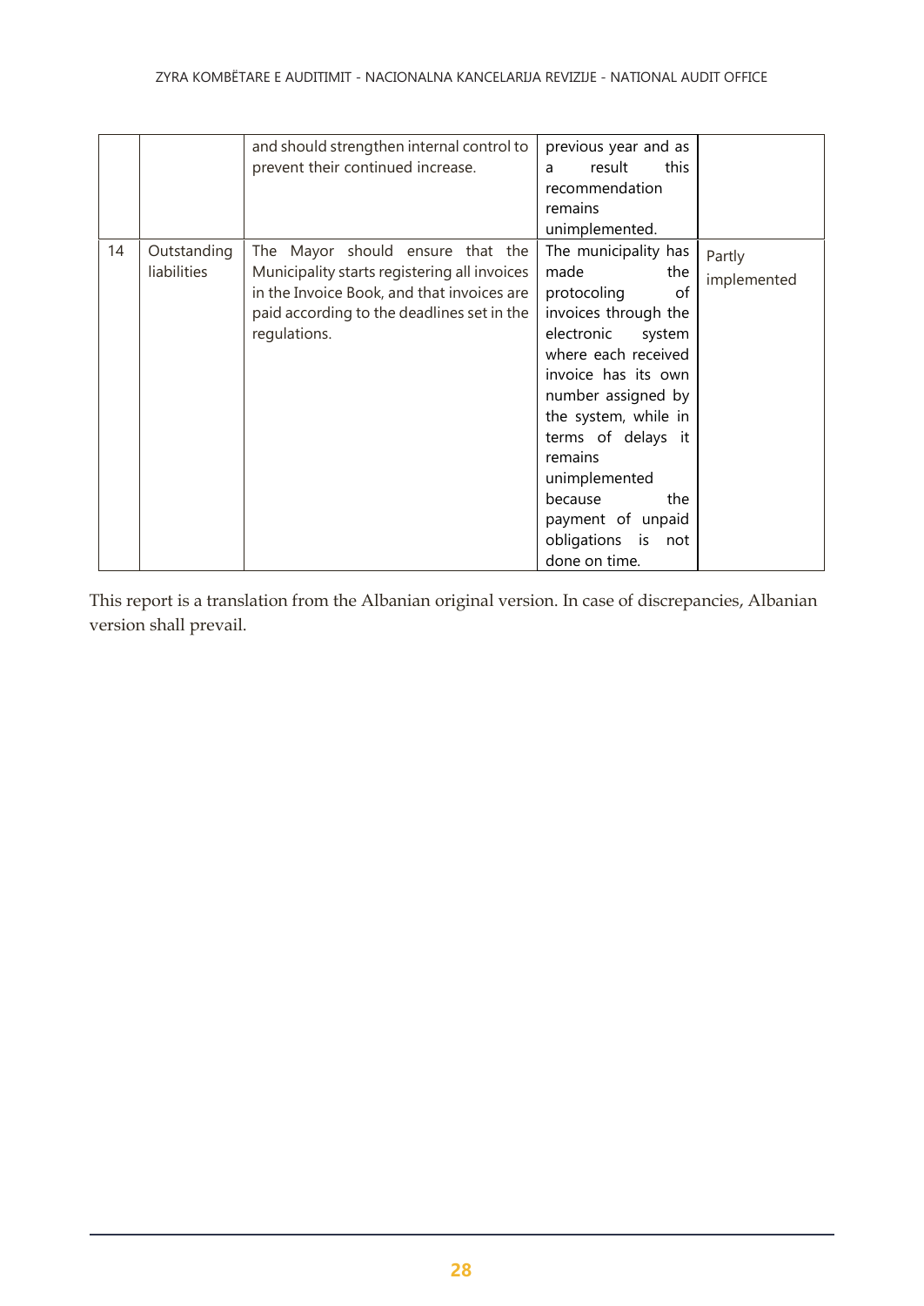| | | | | |
|---|---|---|---|---|
| | | and should strengthen internal control to prevent their continued increase. | previous year and as a result this recommendation remains unimplemented. | |
| 14 | Outstanding liabilities | The Mayor should ensure that the Municipality starts registering all invoices in the Invoice Book, and that invoices are paid according to the deadlines set in the regulations. | The municipality has made the protocoling of invoices through the electronic system where each received invoice has its own number assigned by the system, while in terms of delays it remains unimplemented because the payment of unpaid obligations is not done on time. | Partly implemented |

This report is a translation from the Albanian original version. In case of discrepancies, Albanian version shall prevail.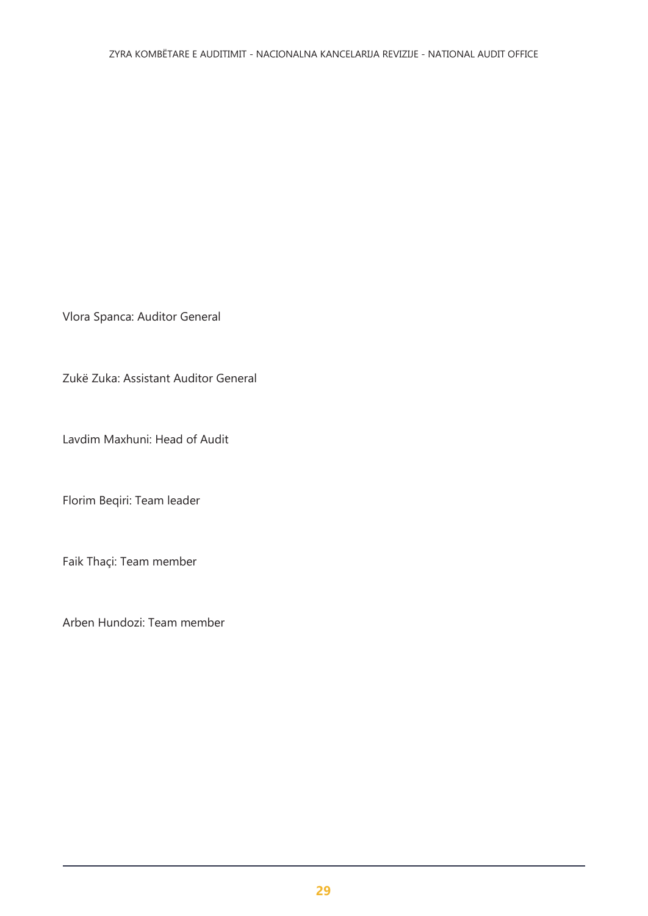Vlora Spanca: Auditor General

Zukë Zuka: Assistant Auditor General

Lavdim Maxhuni: Head of Audit

Florim Beqiri: Team leader

Faik Thaçi: Team member

Arben Hundozi: Team member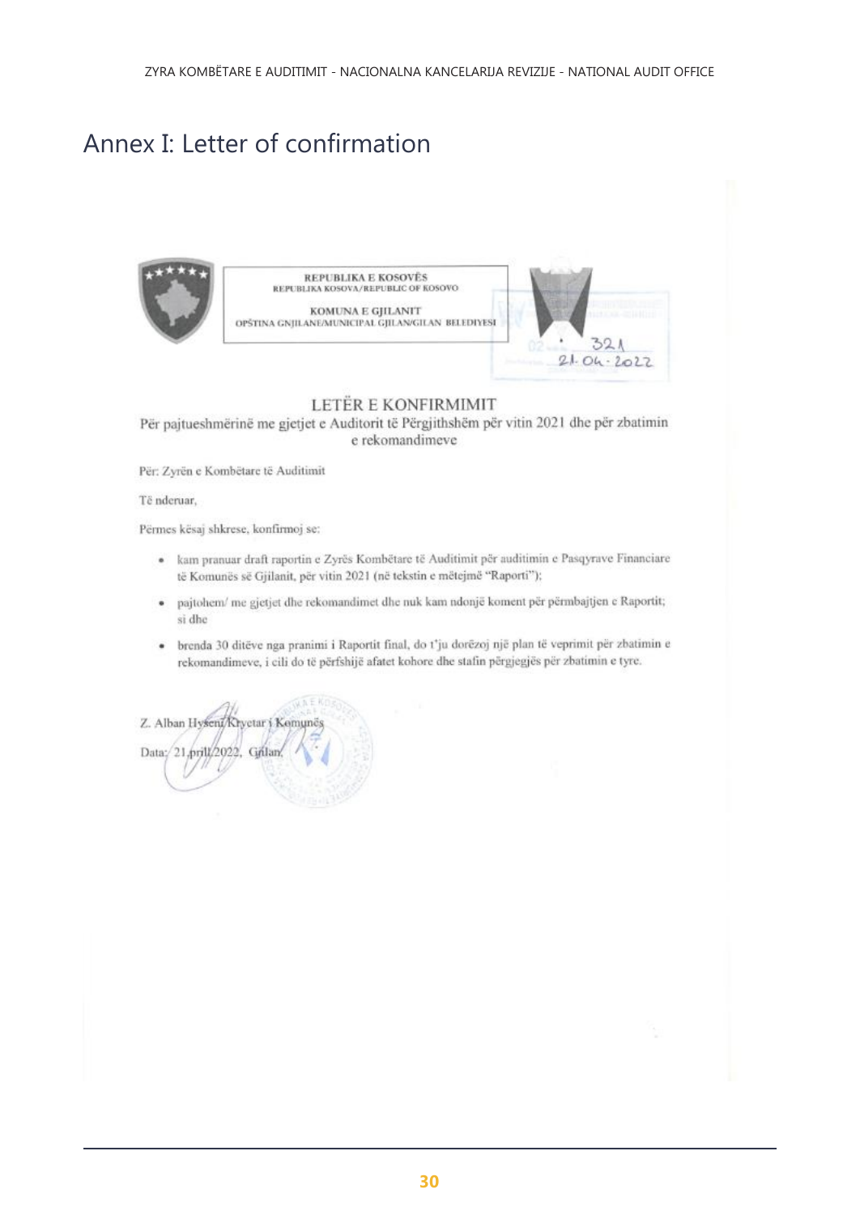# Annex I: Letter of confirmation

REPUBLIKA E KOSOVËS
REPUBLIKA KOSOVA/REPUBLIC OF KOSOVO

KOMUNA E GJILANIT
OPŠTINA GNJILANE/MUNICIPAL GJILAN/GILAN BELEDIYESI

321
21-04-2022

## LETËR E KONFIRMIMIT

Për pajtueshmërinë me gjetjet e Auditorit të Përgjithshëm për vitin 2021 dhe për zbatimin e rekomandimeve

Për: Zyrën e Kombëtare të Auditimit

Të nderuar,

Përmes kësaj shkrese, konfirmoj se:

- kam pranuar draft raportin e Zyrës Kombëtare të Auditimit për auditimin e Pasqyrave Financiare të Komunës së Gjilanit, për vitin 2021 (në tekstin e mëtejmë "Raporti");
- pajtohem/ me gjetjet dhe rekomandimet dhe nuk kam ndonjë koment për përmbajtjen e Raportit; si dhe
- brenda 30 ditëve nga pranimi i Raportit final, do t'ju dorëzoj një plan të veprimit për zbatimin e rekomandimeve, i cili do të përfshijë afatet kohore dhe stafin përgjegjës për zbatimin e tyre.

Z. Alban Hyseni Kryetar i Komunës

Data: 21 prill 2022, Gjilan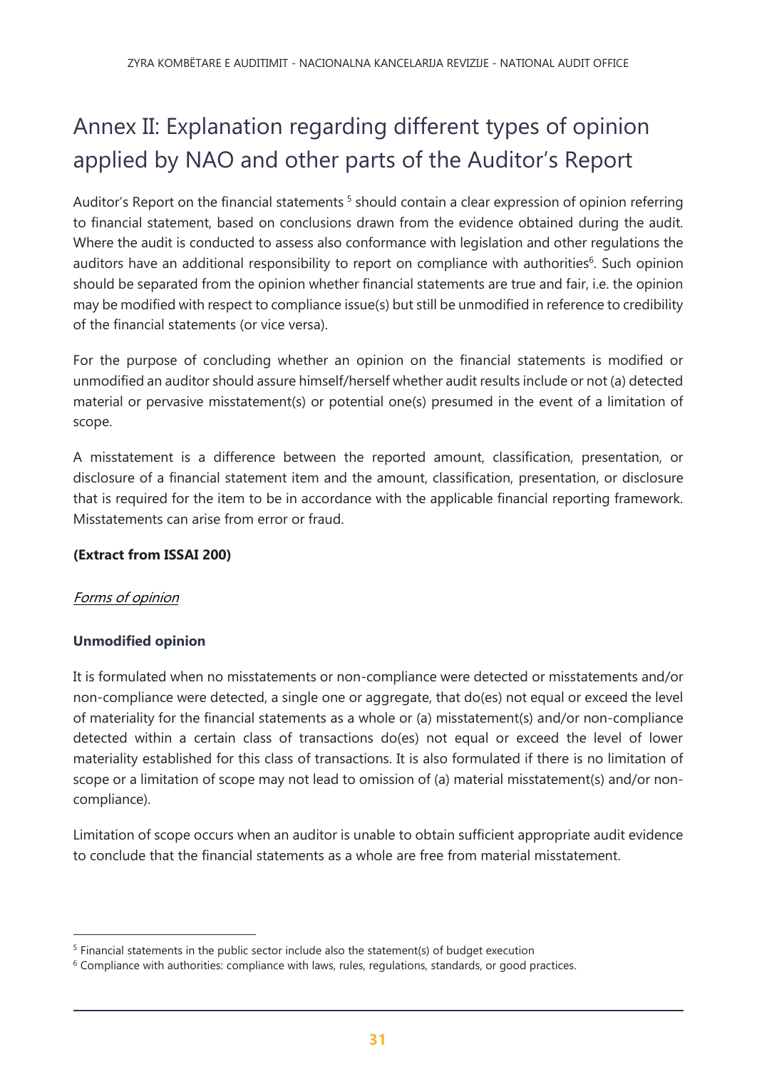# Annex II: Explanation regarding different types of opinion applied by NAO and other parts of the Auditor's Report

Auditor's Report on the financial statements [5] should contain a clear expression of opinion referring to financial statement, based on conclusions drawn from the evidence obtained during the audit. Where the audit is conducted to assess also conformance with legislation and other regulations the auditors have an additional responsibility to report on compliance with authorities[6]. Such opinion should be separated from the opinion whether financial statements are true and fair, i.e. the opinion may be modified with respect to compliance issue(s) but still be unmodified in reference to credibility of the financial statements (or vice versa).

For the purpose of concluding whether an opinion on the financial statements is modified or unmodified an auditor should assure himself/herself whether audit results include or not (a) detected material or pervasive misstatement(s) or potential one(s) presumed in the event of a limitation of scope.

A misstatement is a difference between the reported amount, classification, presentation, or disclosure of a financial statement item and the amount, classification, presentation, or disclosure that is required for the item to be in accordance with the applicable financial reporting framework. Misstatements can arise from error or fraud.

**(Extract from ISSAI 200)**

*Forms of opinion*

**Unmodified opinion**

It is formulated when no misstatements or non-compliance were detected or misstatements and/or non-compliance were detected, a single one or aggregate, that do(es) not equal or exceed the level of materiality for the financial statements as a whole or (a) misstatement(s) and/or non-compliance detected within a certain class of transactions do(es) not equal or exceed the level of lower materiality established for this class of transactions. It is also formulated if there is no limitation of scope or a limitation of scope may not lead to omission of (a) material misstatement(s) and/or non-compliance).

Limitation of scope occurs when an auditor is unable to obtain sufficient appropriate audit evidence to conclude that the financial statements as a whole are free from material misstatement.

---

[5] Financial statements in the public sector include also the statement(s) of budget execution

[6] Compliance with authorities: compliance with laws, rules, regulations, standards, or good practices.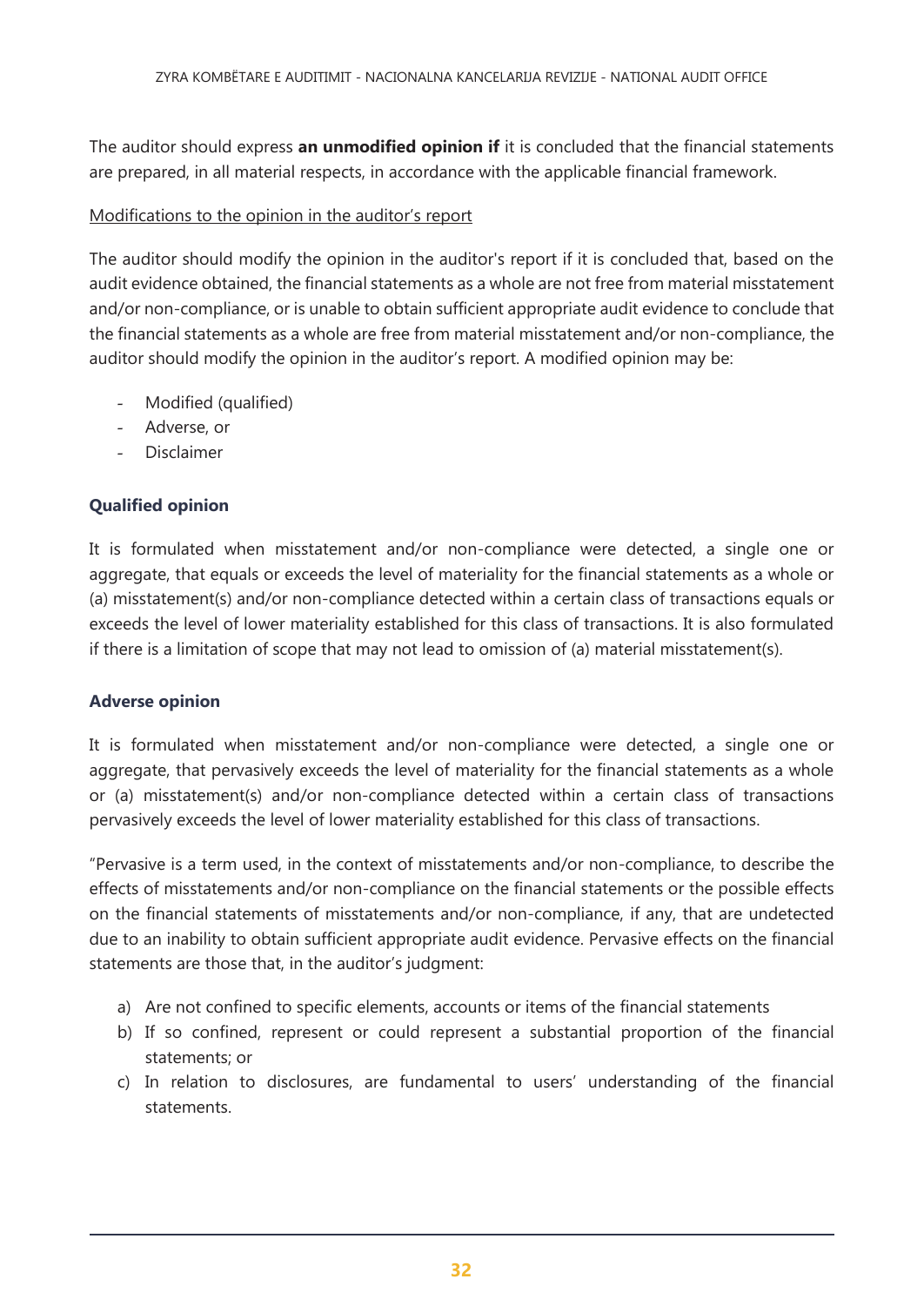The auditor should express **an unmodified opinion if** it is concluded that the financial statements are prepared, in all material respects, in accordance with the applicable financial framework.

Modifications to the opinion in the auditor's report

The auditor should modify the opinion in the auditor's report if it is concluded that, based on the audit evidence obtained, the financial statements as a whole are not free from material misstatement and/or non-compliance, or is unable to obtain sufficient appropriate audit evidence to conclude that the financial statements as a whole are free from material misstatement and/or non-compliance, the auditor should modify the opinion in the auditor's report. A modified opinion may be:

- Modified (qualified)
- Adverse, or
- Disclaimer

**Qualified opinion**

It is formulated when misstatement and/or non-compliance were detected, a single one or aggregate, that equals or exceeds the level of materiality for the financial statements as a whole or (a) misstatement(s) and/or non-compliance detected within a certain class of transactions equals or exceeds the level of lower materiality established for this class of transactions. It is also formulated if there is a limitation of scope that may not lead to omission of (a) material misstatement(s).

**Adverse opinion**

It is formulated when misstatement and/or non-compliance were detected, a single one or aggregate, that pervasively exceeds the level of materiality for the financial statements as a whole or (a) misstatement(s) and/or non-compliance detected within a certain class of transactions pervasively exceeds the level of lower materiality established for this class of transactions.

"Pervasive is a term used, in the context of misstatements and/or non-compliance, to describe the effects of misstatements and/or non-compliance on the financial statements or the possible effects on the financial statements of misstatements and/or non-compliance, if any, that are undetected due to an inability to obtain sufficient appropriate audit evidence. Pervasive effects on the financial statements are those that, in the auditor's judgment:

a) Are not confined to specific elements, accounts or items of the financial statements
b) If so confined, represent or could represent a substantial proportion of the financial statements; or
c) In relation to disclosures, are fundamental to users' understanding of the financial statements.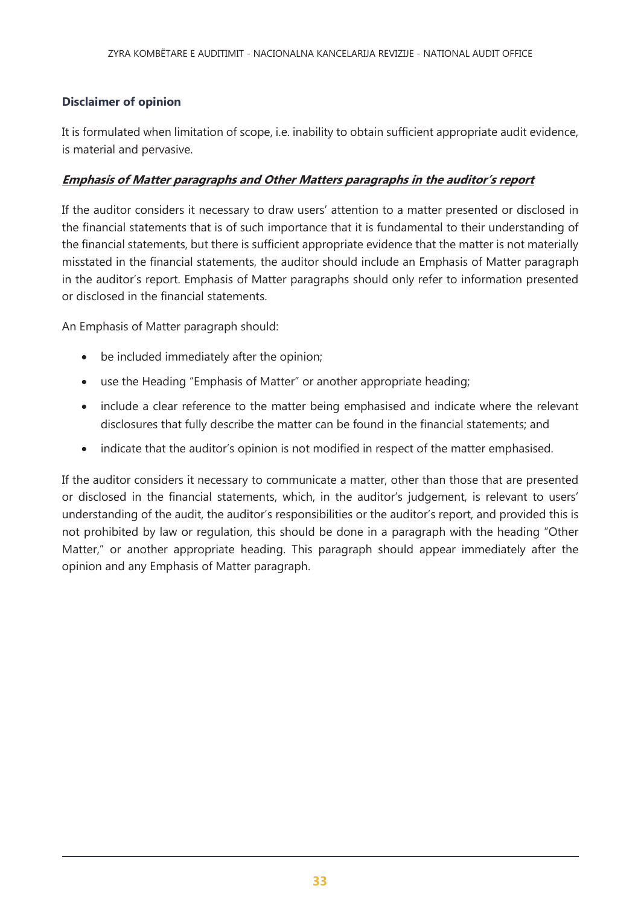**Disclaimer of opinion**

It is formulated when limitation of scope, i.e. inability to obtain sufficient appropriate audit evidence, is material and pervasive.

***Emphasis of Matter paragraphs and Other Matters paragraphs in the auditor's report***

If the auditor considers it necessary to draw users' attention to a matter presented or disclosed in the financial statements that is of such importance that it is fundamental to their understanding of the financial statements, but there is sufficient appropriate evidence that the matter is not materially misstated in the financial statements, the auditor should include an Emphasis of Matter paragraph in the auditor's report. Emphasis of Matter paragraphs should only refer to information presented or disclosed in the financial statements.

An Emphasis of Matter paragraph should:

- be included immediately after the opinion;
- use the Heading "Emphasis of Matter" or another appropriate heading;
- include a clear reference to the matter being emphasised and indicate where the relevant disclosures that fully describe the matter can be found in the financial statements; and
- indicate that the auditor's opinion is not modified in respect of the matter emphasised.

If the auditor considers it necessary to communicate a matter, other than those that are presented or disclosed in the financial statements, which, in the auditor's judgement, is relevant to users' understanding of the audit, the auditor's responsibilities or the auditor's report, and provided this is not prohibited by law or regulation, this should be done in a paragraph with the heading "Other Matter," or another appropriate heading. This paragraph should appear immediately after the opinion and any Emphasis of Matter paragraph.